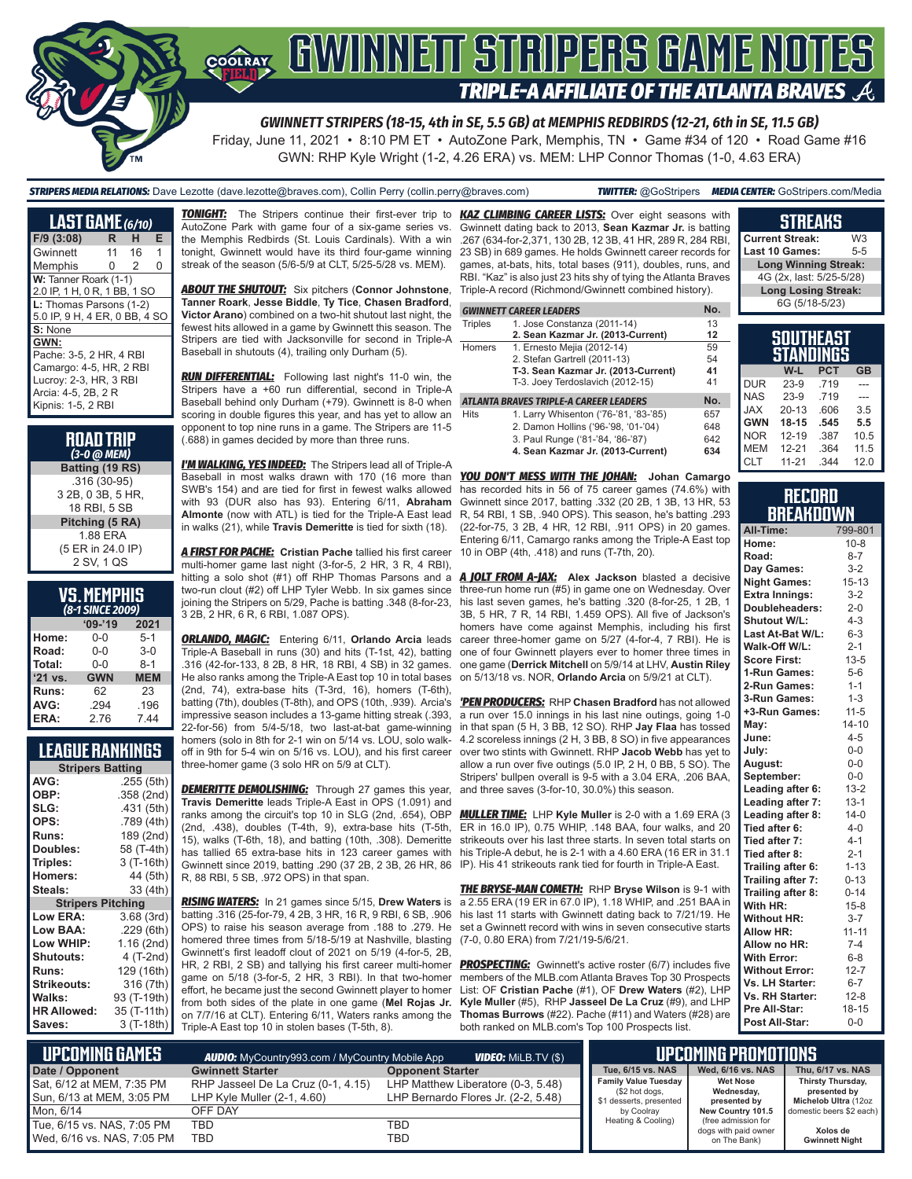# GWINNETT STRIPERS GAME NOTES

## TRIPLE-A AFFILIATE OF THE ATLANTA BRAVES

**GWINNETT STRIPERS (18-15, 4th in SE, 5.5 GB) at MEMPHIS REDBIRDS (12-21, 6th in SE, 11.5 GB)**

Friday, June 11, 2021 • 8:10 PM ET • AutoZone Park, Memphis, TN • Game #34 of 120 • Road Game #16

GWN: RHP Kyle Wright (1-2, 4.26 ERA) vs. MEM: LHP Connor Thomas (1-0, 4.63 ERA)

**STRIPERS MEDIA RELATIONS:** Dave Lezotte (dave.lezotte@braves.com), Collin Perry (collin.perry@braves.com) **TWITTER:** @GoStripers **MEDIA CENTER:** GoStripers.com/Media

## LAST GAME (6/10)

| F/9 (3:08) | R | H | E |
|---|---|---|---|
| Gwinnett | 11 | 16 | 1 |
| Memphis | 0 | 2 | 0 |

**W:** Tanner Roark (1-1)
2.0 IP, 1 H, 0 R, 1 BB, 1 SO

**L:** Thomas Parsons (1-2)
5.0 IP, 9 H, 4 ER, 0 BB, 4 SO

**S:** None

**GWN:**
Pache: 3-5, 2 HR, 4 RBI
Camargo: 4-5, HR, 2 RBI
Lucroy: 2-3, HR, 3 RBI
Arcia: 4-5, 2B, 2 R
Kipnis: 1-5, 2 RBI

## ROAD TRIP
*(3-0 @ MEM)*

**Batting (19 RS)**
.316 (30-95)
3 2B, 0 3B, 5 HR,
18 RBI, 5 SB

**Pitching (5 RA)**
1.88 ERA
(5 ER in 24.0 IP)
2 SV, 1 QS

## VS. MEMPHIS
*(8-1 SINCE 2009)*

| | '09-'19 | 2021 |
|---|---|---|
| Home: | 0-0 | 5-1 |
| Road: | 0-0 | 3-0 |
| Total: | 0-0 | 8-1 |
| '21 vs. | GWN | MEM |
| Runs: | 62 | 23 |
| AVG: | .294 | .196 |
| ERA: | 2.76 | 7.44 |

## LEAGUE RANKINGS

| Stripers Batting | |
|---|---|
| AVG: | .255 (5th) |
| OBP: | .358 (2nd) |
| SLG: | .431 (5th) |
| OPS: | .789 (4th) |
| Runs: | 189 (2nd) |
| Doubles: | 58 (T-4th) |
| Triples: | 3 (T-16th) |
| Homers: | 44 (5th) |
| Steals: | 33 (4th) |
| **Stripers Pitching** | |
| Low ERA: | 3.68 (3rd) |
| Low BAA: | .229 (6th) |
| Low WHIP: | 1.16 (2nd) |
| Shutouts: | 4 (T-2nd) |
| Runs: | 129 (16th) |
| Strikeouts: | 316 (7th) |
| Walks: | 93 (T-19th) |
| HR Allowed: | 35 (T-11th) |
| Saves: | 3 (T-18th) |

***TONIGHT:*** The Stripers continue their first-ever trip to AutoZone Park with game four of a six-game series vs. the Memphis Redbirds (St. Louis Cardinals). With a win tonight, Gwinnett would have its third four-game winning streak of the season (5/6-5/9 at CLT, 5/25-5/28 vs. MEM).

***ABOUT THE SHUTOUT:*** Six pitchers (**Connor Johnstone**, **Tanner Roark**, **Jesse Biddle**, **Ty Tice**, **Chasen Bradford**, **Victor Arano**) combined on a two-hit shutout last night, the fewest hits allowed in a game by Gwinnett this season. The Stripers are tied with Jacksonville for second in Triple-A Baseball in shutouts (4), trailing only Durham (5).

***RUN DIFFERENTIAL:*** Following last night's 11-0 win, the Stripers have a +60 run differential, second in Triple-A Baseball behind only Durham (+79). Gwinnett is 8-0 when scoring in double figures this year, and has yet to allow an opponent to top nine runs in a game. The Stripers are 11-5 (.688) in games decided by more than three runs.

***I'M WALKING, YES INDEED:*** The Stripers lead all of Triple-A Baseball in most walks drawn with 170 (16 more than SWB's 154) and are tied for first in fewest walks allowed with 93 (DUR also has 93). Entering 6/11, **Abraham Almonte** (now with ATL) is tied for the Triple-A East lead in walks (21), while **Travis Demeritte** is tied for sixth (18).

***A FIRST FOR PACHE:*** **Cristian Pache** tallied his first career multi-homer game last night (3-for-5, 2 HR, 3 R, 4 RBI), hitting a solo shot (#1) off RHP Thomas Parsons and a two-run clout (#2) off LHP Tyler Webb. In six games since joining the Stripers on 5/29, Pache is batting .348 (8-for-23, 3 2B, 2 HR, 6 R, 6 RBI, 1.087 OPS).

***ORLANDO, MAGIC:*** Entering 6/11, **Orlando Arcia** leads Triple-A Baseball in runs (30) and hits (T-1st, 42), batting .316 (42-for-133, 8 2B, 8 HR, 18 RBI, 4 SB) in 32 games. He also ranks among the Triple-A East top 10 in total bases (2nd, 74), extra-base hits (T-3rd, 16), homers (T-6th), batting (7th), doubles (T-8th), and OPS (10th, .939). Arcia's impressive season includes a 13-game hitting streak (.393, 22-for-56) from 5/4-5/18, two last-at-bat game-winning homers (solo in 8th for 2-1 win on 5/14 vs. LOU, solo walk-off in 9th for 5-4 win on 5/16 vs. LOU), and his first career three-homer game (3 solo HR on 5/9 at CLT).

***DEMERITTE DEMOLISHING:*** Through 27 games this year, **Travis Demeritte** leads Triple-A East in OPS (1.091) and ranks among the circuit's top 10 in SLG (2nd, .654), OBP (2nd, .438), doubles (T-4th, 9), extra-base hits (T-5th, 15), walks (T-6th, 18), and batting (10th, .308). Demeritte has tallied 65 extra-base hits in 123 career games with Gwinnett since 2019, batting .290 (37 2B, 2 3B, 26 HR, 86 R, 88 RBI, 5 SB, .972 OPS) in that span.

***RISING WATERS:*** In 21 games since 5/15, **Drew Waters** is batting .316 (25-for-79, 4 2B, 3 HR, 16 R, 9 RBI, 6 SB, .906 OPS) to raise his season average from .188 to .279. He homered three times from 5/18-5/19 at Nashville, blasting Gwinnett's first leadoff clout of 2021 on 5/19 (4-for-5, 2B, HR, 2 RBI, 2 SB) and tallying his first career multi-homer game on 5/18 (3-for-5, 2 HR, 3 RBI). In that two-homer effort, he became just the second Gwinnett player to homer from both sides of the plate in one game (**Mel Rojas Jr.** on 7/7/16 at CLT). Entering 6/11, Waters ranks among the Triple-A East top 10 in stolen bases (T-5th, 8).

***KAZ CLIMBING CAREER LISTS:*** Over eight seasons with Gwinnett dating back to 2013, **Sean Kazmar Jr.** is batting .267 (634-for-2,371, 130 2B, 12 3B, 41 HR, 289 R, 284 RBI, 23 SB) in 689 games. He holds Gwinnett career records for games, at-bats, hits, total bases (911), doubles, runs, and RBI. "Kaz" is also just 23 hits shy of tying the Atlanta Braves Triple-A record (Richmond/Gwinnett combined history).

| GWINNETT CAREER LEADERS | | No. |
|---|---|---|
| Triples | 1. Jose Constanza (2011-14) | 13 |
| | **2. Sean Kazmar Jr. (2013-Current)** | **12** |
| Homers | 1. Ernesto Mejia (2012-14) | 59 |
| | 2. Stefan Gartrell (2011-13) | 54 |
| | **T-3. Sean Kazmar Jr. (2013-Current)** | **41** |
| | T-3. Joey Terdoslavich (2012-15) | 41 |
| **ATLANTA BRAVES TRIPLE-A CAREER LEADERS** | | **No.** |
| Hits | 1. Larry Whisenton ('76-'81, '83-'85) | 657 |
| | 2. Damon Hollins ('96-'98, '01-'04) | 648 |
| | 3. Paul Runge ('81-'84, '86-'87) | 642 |
| | **4. Sean Kazmar Jr. (2013-Current)** | **634** |

***YOU DON'T MESS WITH THE JOHAN:*** **Johan Camargo** has recorded hits in 56 of 75 career games (74.6%) with Gwinnett since 2017, batting .332 (20 2B, 1 3B, 13 HR, 53 R, 54 RBI, 1 SB, .940 OPS). This season, he's batting .293 (22-for-75, 3 2B, 4 HR, 12 RBI, .911 OPS) in 20 games. Entering 6/11, Camargo ranks among the Triple-A East top 10 in OBP (4th, .418) and runs (T-7th, 20).

***A JOLT FROM A-JAX:*** **Alex Jackson** blasted a decisive three-run home run (#5) in game one on Wednesday. Over his last seven games, he's batting .320 (8-for-25, 1 2B, 1 3B, 5 HR, 7 R, 14 RBI, 1.459 OPS). All five of Jackson's homers have come against Memphis, including his first career three-homer game on 5/27 (4-for-4, 7 RBI). He is one of four Gwinnett players ever to homer three times in one game (**Derrick Mitchell** on 5/9/14 at LHV, **Austin Riley** on 5/13/18 vs. NOR, **Orlando Arcia** on 5/9/21 at CLT).

***'PEN PRODUCERS:*** RHP **Chasen Bradford** has not allowed a run over 15.0 innings in his last nine outings, going 1-0 in that span (5 H, 3 BB, 12 SO). RHP **Jay Flaa** has tossed 4.2 scoreless innings (2 H, 3 BB, 8 SO) in five appearances over two stints with Gwinnett. RHP **Jacob Webb** has yet to allow a run over five outings (5.0 IP, 2 H, 0 BB, 5 SO). The Stripers' bullpen overall is 9-5 with a 3.04 ERA, .206 BAA, and three saves (3-for-10, 30.0%) this season.

***MULLER TIME:*** LHP **Kyle Muller** is 2-0 with a 1.69 ERA (3 ER in 16.0 IP), 0.75 WHIP, .148 BAA, four walks, and 20 strikeouts over his last three starts. In seven total starts on his Triple-A debut, he is 2-1 with a 4.60 ERA (16 ER in 31.1 IP). His 41 strikeouts rank tied for fourth in Triple-A East.

***THE BRYSE-MAN COMETH:*** RHP **Bryse Wilson** is 9-1 with a 2.55 ERA (19 ER in 67.0 IP), 1.18 WHIP, and .251 BAA in his last 11 starts with Gwinnett dating back to 7/21/19. He set a Gwinnett record with wins in seven consecutive starts (7-0, 0.80 ERA) from 7/21/19-5/6/21.

***PROSPECTING:*** Gwinnett's active roster (6/7) includes five members of the MLB.com Atlanta Braves Top 30 Prospects List: OF **Cristian Pache** (#1), OF **Drew Waters** (#2), LHP **Kyle Muller** (#5), RHP **Jasseel De La Cruz** (#9), and LHP **Thomas Burrows** (#22). Pache (#11) and Waters (#28) are both ranked on MLB.com's Top 100 Prospects List.

## STREAKS

| | |
|---|---|
| Current Streak: | W3 |
| Last 10 Games: | 5-5 |
| **Long Winning Streak:** | |
| 4G (2x, last: 5/25-5/28) | |
| **Long Losing Streak:** | |
| 6G (5/18-5/23) | |

## SOUTHEAST STANDINGS

| | W-L | PCT | GB |
|---|---|---|---|
| DUR | 23-9 | .719 | --- |
| NAS | 23-9 | .719 | --- |
| JAX | 20-13 | .606 | 3.5 |
| **GWN** | **18-15** | **.545** | **5.5** |
| NOR | 12-19 | .387 | 10.5 |
| MEM | 12-21 | .364 | 11.5 |
| CLT | 11-21 | .344 | 12.0 |

## RECORD BREAKDOWN

| | |
|---|---|
| All-Time: | 799-801 |
| Home: | 10-8 |
| Road: | 8-7 |
| Day Games: | 3-2 |
| Night Games: | 15-13 |
| Extra Innings: | 3-2 |
| Doubleheaders: | 2-0 |
| Shutout W/L: | 4-3 |
| Last At-Bat W/L: | 6-3 |
| Walk-Off W/L: | 2-1 |
| Score First: | 13-5 |
| 1-Run Games: | 5-6 |
| 2-Run Games: | 1-1 |
| 3-Run Games: | 1-3 |
| +3-Run Games: | 11-5 |
| May: | 14-10 |
| June: | 4-5 |
| July: | 0-0 |
| August: | 0-0 |
| September: | 0-0 |
| Leading after 6: | 13-2 |
| Leading after 7: | 13-1 |
| Leading after 8: | 14-0 |
| Tied after 6: | 4-0 |
| Tied after 7: | 4-1 |
| Tied after 8: | 2-1 |
| Trailing after 6: | 1-13 |
| Trailing after 7: | 0-13 |
| Trailing after 8: | 0-14 |
| With HR: | 15-8 |
| Without HR: | 3-7 |
| Allow HR: | 11-11 |
| Allow no HR: | 7-4 |
| With Error: | 6-8 |
| Without Error: | 12-7 |
| Vs. LH Starter: | 6-7 |
| Vs. RH Starter: | 12-8 |
| Pre All-Star: | 18-15 |
| Post All-Star: | 0-0 |

## UPCOMING GAMES

**AUDIO:** MyCountry993.com / MyCountry Mobile App **VIDEO:** MiLB.TV ($)

| Date / Opponent | Gwinnett Starter | Opponent Starter |
|---|---|---|
| Sat, 6/12 at MEM, 7:35 PM | RHP Jasseel De La Cruz (0-1, 4.15) | LHP Matthew Liberatore (0-3, 5.48) |
| Sun, 6/13 at MEM, 3:05 PM | LHP Kyle Muller (2-1, 4.60) | LHP Bernardo Flores Jr. (2-2, 5.48) |
| Mon, 6/14 | OFF DAY | |
| Tue, 6/15 vs. NAS, 7:05 PM | TBD | TBD |
| Wed, 6/16 vs. NAS, 7:05 PM | TBD | TBD |

## UPCOMING PROMOTIONS

| Tue, 6/15 vs. NAS | Wed, 6/16 vs. NAS | Thu, 6/17 vs. NAS |
|---|---|---|
| **Family Value Tuesday** ($2 hot dogs, $1 desserts, presented by Coolray Heating & Cooling) | **Wet Nose Wednesday,** presented by **New Country 101.5** (free admission for dogs with paid owner on The Bank) | **Thirsty Thursday,** presented by **Michelob Ultra** (12oz domestic beers $2 each) **Xolos de Gwinnett Night** |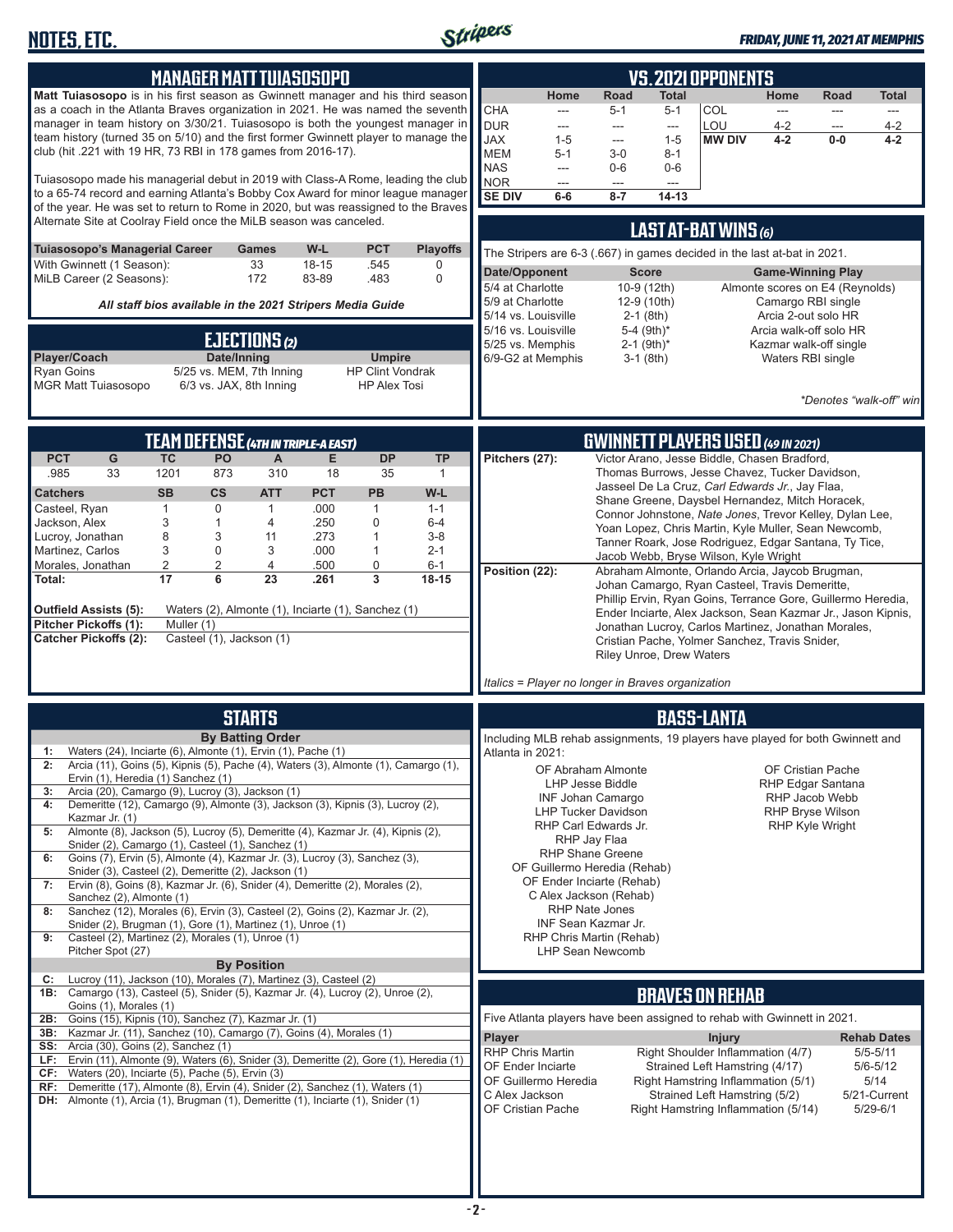# NOTES, ETC.

*FRIDAY, JUNE 11, 2021 AT MEMPHIS*

## MANAGER MATT TUIASOSOPO

**Matt Tuiasosopo** is in his first season as Gwinnett manager and his third season as a coach in the Atlanta Braves organization in 2021. He was named the seventh manager in team history on 3/30/21. Tuiasosopo is both the youngest manager in team history (turned 35 on 5/10) and the first former Gwinnett player to manage the club (hit .221 with 19 HR, 73 RBI in 178 games from 2016-17).

Tuiasosopo made his managerial debut in 2019 with Class-A Rome, leading the club to a 65-74 record and earning Atlanta's Bobby Cox Award for minor league manager of the year. He was set to return to Rome in 2020, but was reassigned to the Braves Alternate Site at Coolray Field once the MiLB season was canceled.

| Tuiasosopo's Managerial Career | Games | W-L | PCT | Playoffs |
|---|---|---|---|---|
| With Gwinnett (1 Season): | 33 | 18-15 | .545 | 0 |
| MiLB Career (2 Seasons): | 172 | 83-89 | .483 | 0 |

*All staff bios available in the 2021 Stripers Media Guide*

## EJECTIONS (2)

| Player/Coach | Date/Inning | Umpire |
|---|---|---|
| Ryan Goins | 5/25 vs. MEM, 7th Inning | HP Clint Vondrak |
| MGR Matt Tuiasosopo | 6/3 vs. JAX, 8th Inning | HP Alex Tosi |

## VS. 2021 OPPONENTS

| | Home | Road | Total | | Home | Road | Total |
|---|---|---|---|---|---|---|---|
| CHA | --- | 5-1 | 5-1 | COL | --- | --- | --- |
| DUR | --- | --- | --- | LOU | 4-2 | --- | 4-2 |
| JAX | 1-5 | --- | 1-5 | **MW DIV** | **4-2** | **0-0** | **4-2** |
| MEM | 5-1 | 3-0 | 8-1 | | | | |
| NAS | --- | 0-6 | 0-6 | | | | |
| NOR | --- | --- | --- | | | | |
| **SE DIV** | **6-6** | **8-7** | **14-13** | | | | |

## LAST AT-BAT WINS (6)

The Stripers are 6-3 (.667) in games decided in the last at-bat in 2021.

| Date/Opponent | Score | Game-Winning Play |
|---|---|---|
| 5/4 at Charlotte | 10-9 (12th) | Almonte scores on E4 (Reynolds) |
| 5/9 at Charlotte | 12-9 (10th) | Camargo RBI single |
| 5/14 vs. Louisville | 2-1 (8th) | Arcia 2-out solo HR |
| 5/16 vs. Louisville | 5-4 (9th)* | Arcia walk-off solo HR |
| 5/25 vs. Memphis | 2-1 (9th)* | Kazmar walk-off single |
| 6/9-G2 at Memphis | 3-1 (8th) | Waters RBI single |

*\*Denotes "walk-off" win*

## TEAM DEFENSE (4TH IN TRIPLE-A EAST)

| PCT | G | TC | PO | A | E | DP | TP |
|---|---|---|---|---|---|---|---|
| .985 | 33 | 1201 | 873 | 310 | 18 | 35 | 1 |

| Catchers | SB | CS | ATT | PCT | PB | W-L |
|---|---|---|---|---|---|---|
| Casteel, Ryan | 1 | 0 | 1 | .000 | 1 | 1-1 |
| Jackson, Alex | 3 | 1 | 4 | .250 | 0 | 6-4 |
| Lucroy, Jonathan | 8 | 3 | 11 | .273 | 1 | 3-8 |
| Martinez, Carlos | 3 | 0 | 3 | .000 | 1 | 2-1 |
| Morales, Jonathan | 2 | 2 | 4 | .500 | 0 | 6-1 |
| **Total:** | **17** | **6** | **23** | **.261** | **3** | **18-15** |

**Outfield Assists (5):** Waters (2), Almonte (1), Inciarte (1), Sanchez (1)
**Pitcher Pickoffs (1):** Muller (1)
**Catcher Pickoffs (2):** Casteel (1), Jackson (1)

## GWINNETT PLAYERS USED (49 IN 2021)

**Pitchers (27):** Victor Arano, Jesse Biddle, Chasen Bradford, Thomas Burrows, Jesse Chavez, Tucker Davidson, Jasseel De La Cruz, *Carl Edwards Jr.*, Jay Flaa, Shane Greene, Daysbel Hernandez, Mitch Horacek, Connor Johnstone, *Nate Jones*, Trevor Kelley, Dylan Lee, Yoan Lopez, Chris Martin, Kyle Muller, Sean Newcomb, Tanner Roark, Jose Rodriguez, Edgar Santana, Ty Tice, Jacob Webb, Bryse Wilson, Kyle Wright

**Position (22):** Abraham Almonte, Orlando Arcia, Jaycob Brugman, Johan Camargo, Ryan Casteel, Travis Demeritte, Phillip Ervin, Ryan Goins, Terrance Gore, Guillermo Heredia, Ender Inciarte, Alex Jackson, Sean Kazmar Jr., Jason Kipnis, Jonathan Lucroy, Carlos Martinez, Jonathan Morales, Cristian Pache, Yolmer Sanchez, Travis Snider, Riley Unroe, Drew Waters

*Italics = Player no longer in Braves organization*

## STARTS

**By Batting Order**

| | |
|---|---|
| 1: | Waters (24), Inciarte (6), Almonte (1), Ervin (1), Pache (1) |
| 2: | Arcia (11), Goins (5), Kipnis (5), Pache (4), Waters (3), Almonte (1), Camargo (1), Ervin (1), Heredia (1) Sanchez (1) |
| 3: | Arcia (20), Camargo (9), Lucroy (3), Jackson (1) |
| 4: | Demeritte (12), Camargo (9), Almonte (3), Jackson (3), Kipnis (3), Lucroy (2), Kazmar Jr. (1) |
| 5: | Almonte (8), Jackson (5), Lucroy (5), Demeritte (4), Kazmar Jr. (4), Kipnis (2), Snider (2), Camargo (1), Casteel (1), Sanchez (1) |
| 6: | Goins (7), Ervin (5), Almonte (4), Kazmar Jr. (3), Lucroy (3), Sanchez (3), Snider (3), Casteel (2), Demeritte (2), Jackson (1) |
| 7: | Ervin (8), Goins (8), Kazmar Jr. (6), Snider (4), Demeritte (2), Morales (2), Sanchez (2), Almonte (1) |
| 8: | Sanchez (12), Morales (6), Ervin (3), Casteel (2), Goins (2), Kazmar Jr. (2), Snider (2), Brugman (1), Gore (1), Martinez (1), Unroe (1) |
| 9: | Casteel (2), Martinez (2), Morales (1), Unroe (1) Pitcher Spot (27) |

**By Position**

| | |
|---|---|
| C: | Lucroy (11), Jackson (10), Morales (7), Martinez (3), Casteel (2) |
| 1B: | Camargo (13), Casteel (5), Snider (5), Kazmar Jr. (4), Lucroy (2), Unroe (2), Goins (1), Morales (1) |
| 2B: | Goins (15), Kipnis (10), Sanchez (7), Kazmar Jr. (1) |
| 3B: | Kazmar Jr. (11), Sanchez (10), Camargo (7), Goins (4), Morales (1) |
| SS: | Arcia (30), Goins (2), Sanchez (1) |
| LF: | Ervin (11), Almonte (9), Waters (6), Snider (3), Demeritte (2), Gore (1), Heredia (1) |
| CF: | Waters (20), Inciarte (5), Pache (5), Ervin (3) |
| RF: | Demeritte (17), Almonte (8), Ervin (4), Snider (2), Sanchez (1), Waters (1) |
| DH: | Almonte (1), Arcia (1), Brugman (1), Demeritte (1), Inciarte (1), Snider (1) |

## BASS-LANTA

Including MLB rehab assignments, 19 players have played for both Gwinnett and Atlanta in 2021:

- OF Abraham Almonte
- LHP Jesse Biddle
- INF Johan Camargo
- LHP Tucker Davidson
- RHP Carl Edwards Jr.
- RHP Jay Flaa
- RHP Shane Greene
- OF Guillermo Heredia (Rehab)
- OF Ender Inciarte (Rehab)
- C Alex Jackson (Rehab)
- RHP Nate Jones
- INF Sean Kazmar Jr.
- RHP Chris Martin (Rehab)
- LHP Sean Newcomb
- OF Cristian Pache
- RHP Edgar Santana
- RHP Jacob Webb
- RHP Bryse Wilson
- RHP Kyle Wright

## BRAVES ON REHAB

Five Atlanta players have been assigned to rehab with Gwinnett in 2021.

| Player | Injury | Rehab Dates |
|---|---|---|
| RHP Chris Martin | Right Shoulder Inflammation (4/7) | 5/5-5/11 |
| OF Ender Inciarte | Strained Left Hamstring (4/17) | 5/6-5/12 |
| OF Guillermo Heredia | Right Hamstring Inflammation (5/1) | 5/14 |
| C Alex Jackson | Strained Left Hamstring (5/2) | 5/21-Current |
| OF Cristian Pache | Right Hamstring Inflammation (5/14) | 5/29-6/1 |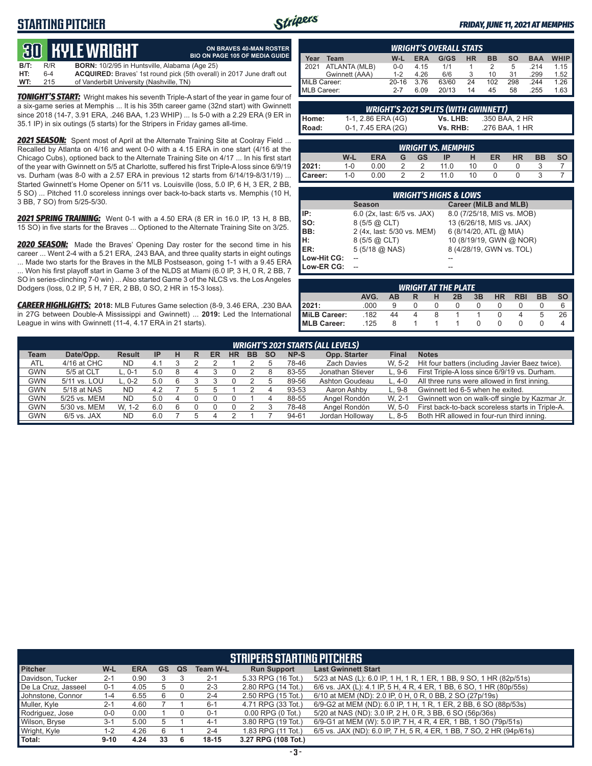## STARTING PITCHER

*FRIDAY, JUNE 11, 2021 AT MEMPHIS*

# 30 KYLE WRIGHT

**ON BRAVES 40-MAN ROSTER**
**BIO ON PAGE 105 OF MEDIA GUIDE**

| | | |
|---|---|---|
| **B/T:** | R/R | **BORN:** 10/2/95 in Huntsville, Alabama (Age 25) |
| **HT:** | 6-4 | **ACQUIRED:** Braves' 1st round pick (5th overall) in 2017 June draft out |
| **WT:** | 215 | of Vanderbilt University (Nashville, TN) |

***TONIGHT'S START:*** Wright makes his seventh Triple-A start of the year in game four of a six-game series at Memphis ... It is his 35th career game (32nd start) with Gwinnett since 2018 (14-7, 3.91 ERA, .246 BAA, 1.23 WHIP) ... Is 5-0 with a 2.29 ERA (9 ER in 35.1 IP) in six outings (5 starts) for the Stripers in Friday games all-time.

***2021 SEASON:*** Spent most of April at the Alternate Training Site at Coolray Field ... Recalled by Atlanta on 4/16 and went 0-0 with a 4.15 ERA in one start (4/16 at the Chicago Cubs), optioned back to the Alternate Training Site on 4/17 ... In his first start of the year with Gwinnett on 5/5 at Charlotte, suffered his first Triple-A loss since 6/9/19 vs. Durham (was 8-0 with a 2.57 ERA in previous 12 starts from 6/14/19-8/31/19) ... Started Gwinnett's Home Opener on 5/11 vs. Louisville (loss, 5.0 IP, 6 H, 3 ER, 2 BB, 5 SO) ... Pitched 11.0 scoreless innings over back-to-back starts vs. Memphis (10 H, 3 BB, 7 SO) from 5/25-5/30.

***2021 SPRING TRAINING:*** Went 0-1 with a 4.50 ERA (8 ER in 16.0 IP, 13 H, 8 BB, 15 SO) in five starts for the Braves ... Optioned to the Alternate Training Site on 3/25.

***2020 SEASON:*** Made the Braves' Opening Day roster for the second time in his career ... Went 2-4 with a 5.21 ERA, .243 BAA, and three quality starts in eight outings ... Made two starts for the Braves in the MLB Postseason, going 1-1 with a 9.45 ERA ... Won his first playoff start in Game 3 of the NLDS at Miami (6.0 IP, 3 H, 0 R, 2 BB, 7 SO in series-clinching 7-0 win) ... Also started Game 3 of the NLCS vs. the Los Angeles Dodgers (loss, 0.2 IP, 5 H, 7 ER, 2 BB, 0 SO, 2 HR in 15-3 loss).

***CAREER HIGHLIGHTS:*** **2018:** MLB Futures Game selection (8-9, 3.46 ERA, .230 BAA in 27G between Double-A Mississippi and Gwinnett) ... **2019:** Led the International League in wins with Gwinnett (11-4, 4.17 ERA in 21 starts).

### WRIGHT'S OVERALL STATS

| Year | Team | W-L | ERA | G/GS | HR | BB | SO | BAA | WHIP |
|---|---|---|---|---|---|---|---|---|---|
| 2021 | ATLANTA (MLB) | 0-0 | 4.15 | 1/1 | 1 | 2 | 5 | .214 | 1.15 |
| | Gwinnett (AAA) | 1-2 | 4.26 | 6/6 | 3 | 10 | 31 | .299 | 1.52 |
| MiLB Career: | | 20-16 | 3.76 | 63/60 | 24 | 102 | 298 | .244 | 1.26 |
| MLB Career: | | 2-7 | 6.09 | 20/13 | 14 | 45 | 58 | .255 | 1.63 |

### WRIGHT'S 2021 SPLITS (WITH GWINNETT)

| | | | |
|---|---|---|---|
| **Home:** | 1-1, 2.86 ERA (4G) | **Vs. LHB:** | .350 BAA, 2 HR |
| **Road:** | 0-1, 7.45 ERA (2G) | **Vs. RHB:** | .276 BAA, 1 HR |

### WRIGHT VS. MEMPHIS

| | W-L | ERA | G | GS | IP | H | ER | HR | BB | SO |
|---|---|---|---|---|---|---|---|---|---|---|
| **2021:** | 1-0 | 0.00 | 2 | 2 | 11.0 | 10 | 0 | 0 | 3 | 7 |
| **Career:** | 1-0 | 0.00 | 2 | 2 | 11.0 | 10 | 0 | 0 | 3 | 7 |

### WRIGHT'S HIGHS & LOWS

| | Season | Career (MiLB and MLB) |
|---|---|---|
| **IP:** | 6.0 (2x, last: 6/5 vs. JAX) | 8.0 (7/25/18, MIS vs. MOB) |
| **SO:** | 8 (5/5 @ CLT) | 13 (6/26/18, MIS vs. JAX) |
| **BB:** | 2 (4x, last: 5/30 vs. MEM) | 6 (8/14/20, ATL @ MIA) |
| **H:** | 8 (5/5 @ CLT) | 10 (8/19/19, GWN @ NOR) |
| **ER:** | 5 (5/18 @ NAS) | 8 (4/28/19, GWN vs. TOL) |
| **Low-Hit CG:** | -- | -- |
| **Low-ER CG:** | -- | -- |

### WRIGHT AT THE PLATE

| | AVG. | AB | R | H | 2B | 3B | HR | RBI | BB | SO |
|---|---|---|---|---|---|---|---|---|---|---|
| **2021:** | .000 | 9 | 0 | 0 | 0 | 0 | 0 | 0 | 0 | 6 |
| **MiLB Career:** | .182 | 44 | 4 | 8 | 1 | 1 | 0 | 4 | 5 | 26 |
| **MLB Career:** | .125 | 8 | 1 | 1 | 1 | 0 | 0 | 0 | 0 | 4 |

### WRIGHT'S 2021 STARTS (ALL LEVELS)

| Team | Date/Opp. | Result | IP | H | R | ER | HR | BB | SO | NP-S | Opp. Starter | Final | Notes |
|---|---|---|---|---|---|---|---|---|---|---|---|---|---|
| ATL | 4/16 at CHC | ND | 4.1 | 3 | 2 | 2 | 1 | 2 | 5 | 78-46 | Zach Davies | W, 5-2 | Hit four batters (including Javier Baez twice). |
| GWN | 5/5 at CLT | L, 0-1 | 5.0 | 8 | 4 | 3 | 0 | 2 | 8 | 83-55 | Jonathan Stiever | L, 9-6 | First Triple-A loss since 6/9/19 vs. Durham. |
| GWN | 5/11 vs. LOU | L, 0-2 | 5.0 | 6 | 3 | 3 | 0 | 2 | 5 | 89-56 | Ashton Goudeau | L, 4-0 | All three runs were allowed in first inning. |
| GWN | 5/18 at NAS | ND | 4.2 | 7 | 5 | 5 | 1 | 2 | 4 | 93-53 | Aaron Ashby | L, 9-8 | Gwinnett led 6-5 when he exited. |
| GWN | 5/25 vs. MEM | ND | 5.0 | 4 | 0 | 0 | 0 | 1 | 4 | 88-55 | Angel Rondón | W, 2-1 | Gwinnett won on walk-off single by Kazmar Jr. |
| GWN | 5/30 vs. MEM | W, 1-2 | 6.0 | 6 | 0 | 0 | 0 | 2 | 3 | 78-48 | Angel Rondón | W, 5-0 | First back-to-back scoreless starts in Triple-A. |
| GWN | 6/5 vs. JAX | ND | 6.0 | 7 | 5 | 4 | 2 | 1 | 7 | 94-61 | Jordan Holloway | L, 8-5 | Both HR allowed in four-run third inning. |

### STRIPERS STARTING PITCHERS

| Pitcher | W-L | ERA | GS | QS | Team W-L | Run Support | Last Gwinnett Start |
|---|---|---|---|---|---|---|---|
| Davidson, Tucker | 2-1 | 0.90 | 3 | 3 | 2-1 | 5.33 RPG (16 Tot.) | 5/23 at NAS (L): 6.0 IP, 1 H, 1 R, 1 ER, 1 BB, 9 SO, 1 HR (82p/51s) |
| De La Cruz, Jasseel | 0-1 | 4.05 | 5 | 0 | 2-3 | 2.80 RPG (14 Tot.) | 6/6 vs. JAX (L): 4.1 IP, 5 H, 4 R, 4 ER, 1 BB, 6 SO, 1 HR (80p/55s) |
| Johnstone, Connor | 1-4 | 6.55 | 6 | 0 | 2-4 | 2.50 RPG (15 Tot.) | 6/10 at MEM (ND): 2.0 IP, 0 H, 0 R, 0 BB, 2 SO (27p/19s) |
| Muller, Kyle | 2-1 | 4.60 | 7 | 1 | 6-1 | 4.71 RPG (33 Tot.) | 6/9-G2 at MEM (ND): 6.0 IP, 1 H, 1 R, 1 ER, 2 BB, 6 SO (88p/53s) |
| Rodriguez, Jose | 0-0 | 0.00 | 1 | 0 | 0-1 | 0.00 RPG (0 Tot.) | 5/20 at NAS (ND): 3.0 IP, 2 H, 0 R, 3 BB, 6 SO (56p/36s) |
| Wilson, Bryse | 3-1 | 5.00 | 5 | 1 | 4-1 | 3.80 RPG (19 Tot.) | 6/9-G1 at MEM (W): 5.0 IP, 7 H, 4 R, 4 ER, 1 BB, 1 SO (79p/51s) |
| Wright, Kyle | 1-2 | 4.26 | 6 | 1 | 2-4 | 1.83 RPG (11 Tot.) | 6/5 vs. JAX (ND): 6.0 IP, 7 H, 5 R, 4 ER, 1 BB, 7 SO, 2 HR (94p/61s) |
| **Total:** | **9-10** | **4.24** | **33** | **6** | **18-15** | **3.27 RPG (108 Tot.)** | |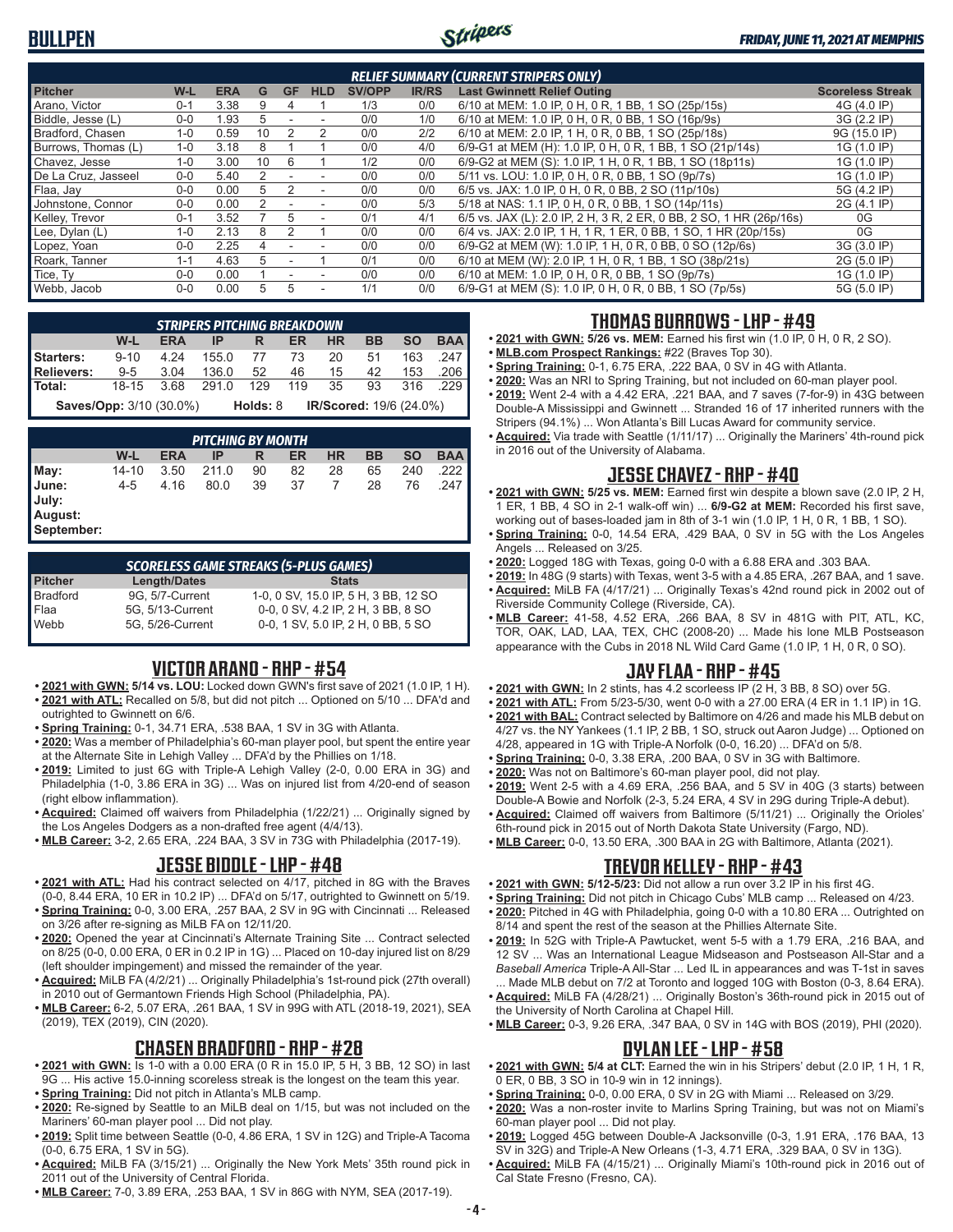# BULLPEN

*FRIDAY, JUNE 11, 2021 AT MEMPHIS*

### RELIEF SUMMARY (CURRENT STRIPERS ONLY)

| Pitcher | W-L | ERA | G | GF | HLD | SV/OPP | IR/RS | Last Gwinnett Relief Outing | Scoreless Streak |
|---|---|---|---|---|---|---|---|---|---|
| Arano, Victor | 0-1 | 3.38 | 9 | 4 | 1 | 1/3 | 0/0 | 6/10 at MEM: 1.0 IP, 0 H, 0 R, 1 BB, 1 SO (25p/15s) | 4G (4.0 IP) |
| Biddle, Jesse (L) | 0-0 | 1.93 | 5 | - | - | 0/0 | 1/0 | 6/10 at MEM: 1.0 IP, 0 H, 0 R, 0 BB, 1 SO (16p/9s) | 3G (2.2 IP) |
| Bradford, Chasen | 1-0 | 0.59 | 10 | 2 | 2 | 0/0 | 2/2 | 6/10 at MEM: 2.0 IP, 1 H, 0 R, 0 BB, 1 SO (25p/18s) | 9G (15.0 IP) |
| Burrows, Thomas (L) | 1-0 | 3.18 | 8 | 1 | 1 | 0/0 | 4/0 | 6/9-G1 at MEM (H): 1.0 IP, 0 H, 0 R, 1 BB, 1 SO (21p/14s) | 1G (1.0 IP) |
| Chavez, Jesse | 1-0 | 3.00 | 10 | 6 | 1 | 1/2 | 0/0 | 6/9-G2 at MEM (S): 1.0 IP, 1 H, 0 R, 1 BB, 1 SO (18p11s) | 1G (1.0 IP) |
| De La Cruz, Jasseel | 0-0 | 5.40 | 2 | - | - | 0/0 | 0/0 | 5/11 vs. LOU: 1.0 IP, 0 H, 0 R, 0 BB, 1 SO (9p/7s) | 1G (1.0 IP) |
| Flaa, Jay | 0-0 | 0.00 | 5 | 2 | - | 0/0 | 0/0 | 6/5 vs. JAX: 1.0 IP, 0 H, 0 R, 0 BB, 2 SO (11p/10s) | 5G (4.2 IP) |
| Johnstone, Connor | 0-0 | 0.00 | 2 | - | - | 0/0 | 5/3 | 5/18 at NAS: 1.1 IP, 0 H, 0 R, 0 BB, 1 SO (14p/11s) | 2G (4.1 IP) |
| Kelley, Trevor | 0-1 | 3.52 | 7 | 5 | - | 0/1 | 4/1 | 6/5 vs. JAX (L): 2.0 IP, 2 H, 3 R, 2 ER, 0 BB, 2 SO, 1 HR (26p/16s) | 0G |
| Lee, Dylan (L) | 1-0 | 2.13 | 8 | 2 | 1 | 0/0 | 0/0 | 6/4 vs. JAX: 2.0 IP, 1 H, 1 R, 1 ER, 0 BB, 1 SO, 1 HR (20p/15s) | 0G |
| Lopez, Yoan | 0-0 | 2.25 | 4 | - | - | 0/0 | 0/0 | 6/9-G2 at MEM (W): 1.0 IP, 1 H, 0 R, 0 BB, 0 SO (12p/6s) | 3G (3.0 IP) |
| Roark, Tanner | 1-1 | 4.63 | 5 | - | 1 | 0/1 | 0/0 | 6/10 at MEM (W): 2.0 IP, 1 H, 0 R, 1 BB, 1 SO (38p/21s) | 2G (5.0 IP) |
| Tice, Ty | 0-0 | 0.00 | 1 | - | - | 0/0 | 0/0 | 6/10 at MEM: 1.0 IP, 0 H, 0 R, 0 BB, 1 SO (9p/7s) | 1G (1.0 IP) |
| Webb, Jacob | 0-0 | 0.00 | 5 | 5 | - | 1/1 | 0/0 | 6/9-G1 at MEM (S): 1.0 IP, 0 H, 0 R, 0 BB, 1 SO (7p/5s) | 5G (5.0 IP) |

### STRIPERS PITCHING BREAKDOWN

| | W-L | ERA | IP | R | ER | HR | BB | SO | BAA |
|---|---|---|---|---|---|---|---|---|---|
| Starters: | 9-10 | 4.24 | 155.0 | 77 | 73 | 20 | 51 | 163 | .247 |
| Relievers: | 9-5 | 3.04 | 136.0 | 52 | 46 | 15 | 42 | 153 | .206 |
| Total: | 18-15 | 3.68 | 291.0 | 129 | 119 | 35 | 93 | 316 | .229 |

**Saves/Opp:** 3/10 (30.0%) **Holds:** 8 **IR/Scored:** 19/6 (24.0%)

### PITCHING BY MONTH

| | W-L | ERA | IP | R | ER | HR | BB | SO | BAA |
|---|---|---|---|---|---|---|---|---|---|
| May: | 14-10 | 3.50 | 211.0 | 90 | 82 | 28 | 65 | 240 | .222 |
| June: | 4-5 | 4.16 | 80.0 | 39 | 37 | 7 | 28 | 76 | .247 |
| July: | | | | | | | | | |
| August: | | | | | | | | | |
| September: | | | | | | | | | |

### SCORELESS GAME STREAKS (5-PLUS GAMES)

| Pitcher | Length/Dates | Stats |
|---|---|---|
| Bradford | 9G, 5/7-Current | 1-0, 0 SV, 15.0 IP, 5 H, 3 BB, 12 SO |
| Flaa | 5G, 5/13-Current | 0-0, 0 SV, 4.2 IP, 2 H, 3 BB, 8 SO |
| Webb | 5G, 5/26-Current | 0-0, 1 SV, 5.0 IP, 2 H, 0 BB, 5 SO |

## VICTOR ARANO - RHP - #54

- **2021 with GWN: 5/14 vs. LOU:** Locked down GWN's first save of 2021 (1.0 IP, 1 H).
- **2021 with ATL:** Recalled on 5/8, but did not pitch ... Optioned on 5/10 ... DFA'd and outrighted to Gwinnett on 6/6.
- **Spring Training:** 0-1, 34.71 ERA, .538 BAA, 1 SV in 3G with Atlanta.
- **2020:** Was a member of Philadelphia's 60-man player pool, but spent the entire year at the Alternate Site in Lehigh Valley ... DFA'd by the Phillies on 1/18.
- **2019:** Limited to just 6G with Triple-A Lehigh Valley (2-0, 0.00 ERA in 3G) and Philadelphia (1-0, 3.86 ERA in 3G) ... Was on injured list from 4/20-end of season (right elbow inflammation).
- **Acquired:** Claimed off waivers from Philadelphia (1/22/21) ... Originally signed by the Los Angeles Dodgers as a non-drafted free agent (4/4/13).
- **MLB Career:** 3-2, 2.65 ERA, .224 BAA, 3 SV in 73G with Philadelphia (2017-19).

## JESSE BIDDLE - LHP - #48

- **2021 with ATL:** Had his contract selected on 4/17, pitched in 8G with the Braves (0-0, 8.44 ERA, 10 ER in 10.2 IP) ... DFA'd on 5/17, outrighted to Gwinnett on 5/19.
- **Spring Training:** 0-0, 3.00 ERA, .257 BAA, 2 SV in 9G with Cincinnati ... Released on 3/26 after re-signing as MiLB FA on 12/11/20.
- **2020:** Opened the year at Cincinnati's Alternate Training Site ... Contract selected on 8/25 (0-0, 0.00 ERA, 0 ER in 0.2 IP in 1G) ... Placed on 10-day injured list on 8/29 (left shoulder impingement) and missed the remainder of the year.
- **Acquired:** MiLB FA (4/2/21) ... Originally Philadelphia's 1st-round pick (27th overall) in 2010 out of Germantown Friends High School (Philadelphia, PA).
- **MLB Career:** 6-2, 5.07 ERA, .261 BAA, 1 SV in 99G with ATL (2018-19, 2021), SEA (2019), TEX (2019), CIN (2020).

## CHASEN BRADFORD - RHP - #28

- **2021 with GWN:** Is 1-0 with a 0.00 ERA (0 R in 15.0 IP, 5 H, 3 BB, 12 SO) in last 9G ... His active 15.0-inning scoreless streak is the longest on the team this year.
- **Spring Training:** Did not pitch in Atlanta's MLB camp.
- **2020:** Re-signed by Seattle to an MiLB deal on 1/15, but was not included on the Mariners' 60-man player pool ... Did not play.
- **2019:** Split time between Seattle (0-0, 4.86 ERA, 1 SV in 12G) and Triple-A Tacoma (0-0, 6.75 ERA, 1 SV in 5G).
- **Acquired:** MiLB FA (3/15/21) ... Originally the New York Mets' 35th round pick in 2011 out of the University of Central Florida.
- **MLB Career:** 7-0, 3.89 ERA, .253 BAA, 1 SV in 86G with NYM, SEA (2017-19).

## THOMAS BURROWS - LHP - #49

- **2021 with GWN: 5/26 vs. MEM:** Earned his first win (1.0 IP, 0 H, 0 R, 2 SO).
- **MLB.com Prospect Rankings:** #22 (Braves Top 30).
- **Spring Training:** 0-1, 6.75 ERA, .222 BAA, 0 SV in 4G with Atlanta.
- **2020:** Was an NRI to Spring Training, but not included on 60-man player pool.
- **2019:** Went 2-4 with a 4.42 ERA, .221 BAA, and 7 saves (7-for-9) in 43G between Double-A Mississippi and Gwinnett ... Stranded 16 of 17 inherited runners with the Stripers (94.1%) ... Won Atlanta's Bill Lucas Award for community service.
- **Acquired:** Via trade with Seattle (1/11/17) ... Originally the Mariners' 4th-round pick in 2016 out of the University of Alabama.

## JESSE CHAVEZ - RHP - #40

- **2021 with GWN: 5/25 vs. MEM:** Earned first win despite a blown save (2.0 IP, 2 H, 1 ER, 1 BB, 4 SO in 2-1 walk-off win) ... **6/9-G2 at MEM:** Recorded his first save, working out of bases-loaded jam in 8th of 3-1 win (1.0 IP, 1 H, 0 R, 1 BB, 1 SO).
- **Spring Training:** 0-0, 14.54 ERA, .429 BAA, 0 SV in 5G with the Los Angeles Angels ... Released on 3/25.
- **2020:** Logged 18G with Texas, going 0-0 with a 6.88 ERA and .303 BAA.
- **2019:** In 48G (9 starts) with Texas, went 3-5 with a 4.85 ERA, .267 BAA, and 1 save.
- **Acquired:** MiLB FA (4/17/21) ... Originally Texas's 42nd round pick in 2002 out of Riverside Community College (Riverside, CA).
- **MLB Career:** 41-58, 4.52 ERA, .266 BAA, 8 SV in 481G with PIT, ATL, KC, TOR, OAK, LAD, LAA, TEX, CHC (2008-20) ... Made his lone MLB Postseason appearance with the Cubs in 2018 NL Wild Card Game (1.0 IP, 1 H, 0 R, 0 SO).

## JAY FLAA - RHP - #45

- **2021 with GWN:** In 2 stints, has 4.2 scoreless IP (2 H, 3 BB, 8 SO) over 5G.
- **2021 with ATL:** From 5/23-5/30, went 0-0 with a 27.00 ERA (4 ER in 1.1 IP) in 1G.
- **2021 with BAL:** Contract selected by Baltimore on 4/26 and made his MLB debut on 4/27 vs. the NY Yankees (1.1 IP, 2 BB, 1 SO, struck out Aaron Judge) ... Optioned on 4/28, appeared in 1G with Triple-A Norfolk (0-0, 16.20) ... DFA'd on 5/8.
- **Spring Training:** 0-0, 3.38 ERA, .200 BAA, 0 SV in 3G with Baltimore.
- **2020:** Was not on Baltimore's 60-man player pool, did not play.
- **2019:** Went 2-5 with a 4.69 ERA, .256 BAA, and 5 SV in 40G (3 starts) between Double-A Bowie and Norfolk (2-3, 5.24 ERA, 4 SV in 29G during Triple-A debut).
- **Acquired:** Claimed off waivers from Baltimore (5/11/21) ... Originally the Orioles' 6th-round pick in 2015 out of North Dakota State University (Fargo, ND).
- **MLB Career:** 0-0, 13.50 ERA, .300 BAA in 2G with Baltimore, Atlanta (2021).

## TREVOR KELLEY - RHP - #43

- **2021 with GWN: 5/12-5/23:** Did not allow a run over 3.2 IP in his first 4G.
- **Spring Training:** Did not pitch in Chicago Cubs' MLB camp ... Released on 4/23.
- **2020:** Pitched in 4G with Philadelphia, going 0-0 with a 10.80 ERA ... Outrighted on 8/14 and spent the rest of the season at the Phillies Alternate Site.
- **2019:** In 52G with Triple-A Pawtucket, went 5-5 with a 1.79 ERA, .216 BAA, and 12 SV ... Was an International League Midseason and Postseason All-Star and a *Baseball America* Triple-A All-Star ... Led IL in appearances and was T-1st in saves ... Made MLB debut on 7/2 at Toronto and logged 10G with Boston (0-3, 8.64 ERA).
- **Acquired:** MiLB FA (4/28/21) ... Originally Boston's 36th-round pick in 2015 out of the University of North Carolina at Chapel Hill.
- **MLB Career:** 0-3, 9.26 ERA, .347 BAA, 0 SV in 14G with BOS (2019), PHI (2020).

## DYLAN LEE - LHP - #58

- **2021 with GWN: 5/4 at CLT:** Earned the win in his Stripers' debut (2.0 IP, 1 H, 1 R, 0 ER, 0 BB, 3 SO in 10-9 win in 12 innings).
- **Spring Training:** 0-0, 0.00 ERA, 0 SV in 2G with Miami ... Released on 3/29.
- **2020:** Was a non-roster invite to Marlins Spring Training, but was not on Miami's 60-man player pool ... Did not play.
- **2019:** Logged 45G between Double-A Jacksonville (0-3, 1.91 ERA, .176 BAA, 13 SV in 32G) and Triple-A New Orleans (1-3, 4.71 ERA, .329 BAA, 0 SV in 13G).
- **Acquired:** MiLB FA (4/15/21) ... Originally Miami's 10th-round pick in 2016 out of Cal State Fresno (Fresno, CA).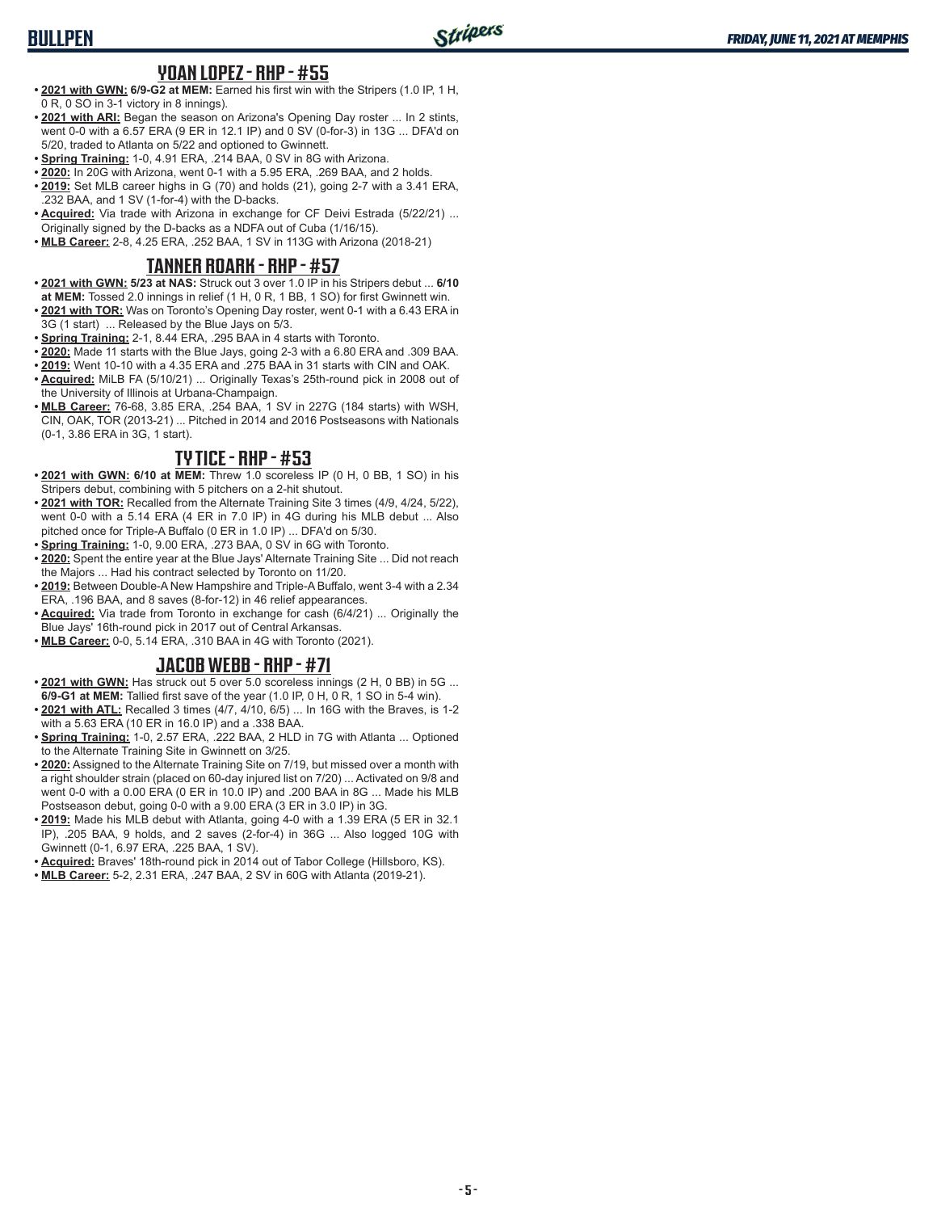## YOAN LOPEZ - RHP - #55

- **2021 with GWN: 6/9-G2 at MEM:** Earned his first win with the Stripers (1.0 IP, 1 H, 0 R, 0 SO in 3-1 victory in 8 innings).
- **2021 with ARI:** Began the season on Arizona's Opening Day roster ... In 2 stints, went 0-0 with a 6.57 ERA (9 ER in 12.1 IP) and 0 SV (0-for-3) in 13G ... DFA'd on 5/20, traded to Atlanta on 5/22 and optioned to Gwinnett.
- **Spring Training:** 1-0, 4.91 ERA, .214 BAA, 0 SV in 8G with Arizona.
- **2020:** In 20G with Arizona, went 0-1 with a 5.95 ERA, .269 BAA, and 2 holds.
- **2019:** Set MLB career highs in G (70) and holds (21), going 2-7 with a 3.41 ERA, .232 BAA, and 1 SV (1-for-4) with the D-backs.
- **Acquired:** Via trade with Arizona in exchange for CF Deivi Estrada (5/22/21) ... Originally signed by the D-backs as a NDFA out of Cuba (1/16/15).
- **MLB Career:** 2-8, 4.25 ERA, .252 BAA, 1 SV in 113G with Arizona (2018-21)

## TANNER ROARK - RHP - #57

- **2021 with GWN: 5/23 at NAS:** Struck out 3 over 1.0 IP in his Stripers debut ... **6/10 at MEM:** Tossed 2.0 innings in relief (1 H, 0 R, 1 BB, 1 SO) for first Gwinnett win.
- **2021 with TOR:** Was on Toronto's Opening Day roster, went 0-1 with a 6.43 ERA in 3G (1 start) ... Released by the Blue Jays on 5/3.
- **Spring Training:** 2-1, 8.44 ERA, .295 BAA in 4 starts with Toronto.
- **2020:** Made 11 starts with the Blue Jays, going 2-3 with a 6.80 ERA and .309 BAA.
- **2019:** Went 10-10 with a 4.35 ERA and .275 BAA in 31 starts with CIN and OAK.
- **Acquired:** MiLB FA (5/10/21) ... Originally Texas's 25th-round pick in 2008 out of the University of Illinois at Urbana-Champaign.
- **MLB Career:** 76-68, 3.85 ERA, .254 BAA, 1 SV in 227G (184 starts) with WSH, CIN, OAK, TOR (2013-21) ... Pitched in 2014 and 2016 Postseasons with Nationals (0-1, 3.86 ERA in 3G, 1 start).

## TY TICE - RHP - #53

- **2021 with GWN: 6/10 at MEM:** Threw 1.0 scoreless IP (0 H, 0 BB, 1 SO) in his Stripers debut, combining with 5 pitchers on a 2-hit shutout.
- **2021 with TOR:** Recalled from the Alternate Training Site 3 times (4/9, 4/24, 5/22), went 0-0 with a 5.14 ERA (4 ER in 7.0 IP) in 4G during his MLB debut ... Also pitched once for Triple-A Buffalo (0 ER in 1.0 IP) ... DFA'd on 5/30.
- **Spring Training:** 1-0, 9.00 ERA, .273 BAA, 0 SV in 6G with Toronto.
- **2020:** Spent the entire year at the Blue Jays' Alternate Training Site ... Did not reach the Majors ... Had his contract selected by Toronto on 11/20.
- **2019:** Between Double-A New Hampshire and Triple-A Buffalo, went 3-4 with a 2.34 ERA, .196 BAA, and 8 saves (8-for-12) in 46 relief appearances.
- **Acquired:** Via trade from Toronto in exchange for cash (6/4/21) ... Originally the Blue Jays' 16th-round pick in 2017 out of Central Arkansas.
- **MLB Career:** 0-0, 5.14 ERA, .310 BAA in 4G with Toronto (2021).

## JACOB WEBB - RHP - #71

- **2021 with GWN:** Has struck out 5 over 5.0 scoreless innings (2 H, 0 BB) in 5G ... **6/9-G1 at MEM:** Tallied first save of the year (1.0 IP, 0 H, 0 R, 1 SO in 5-4 win).
- **2021 with ATL:** Recalled 3 times (4/7, 4/10, 6/5) ... In 16G with the Braves, is 1-2 with a 5.63 ERA (10 ER in 16.0 IP) and a .338 BAA.
- **Spring Training:** 1-0, 2.57 ERA, .222 BAA, 2 HLD in 7G with Atlanta ... Optioned to the Alternate Training Site in Gwinnett on 3/25.
- **2020:** Assigned to the Alternate Training Site on 7/19, but missed over a month with a right shoulder strain (placed on 60-day injured list on 7/20) ... Activated on 9/8 and went 0-0 with a 0.00 ERA (0 ER in 10.0 IP) and .200 BAA in 8G ... Made his MLB Postseason debut, going 0-0 with a 9.00 ERA (3 ER in 3.0 IP) in 3G.
- **2019:** Made his MLB debut with Atlanta, going 4-0 with a 1.39 ERA (5 ER in 32.1 IP), .205 BAA, 9 holds, and 2 saves (2-for-4) in 36G ... Also logged 10G with Gwinnett (0-1, 6.97 ERA, .225 BAA, 1 SV).
- **Acquired:** Braves' 18th-round pick in 2014 out of Tabor College (Hillsboro, KS).
- **MLB Career:** 5-2, 2.31 ERA, .247 BAA, 2 SV in 60G with Atlanta (2019-21).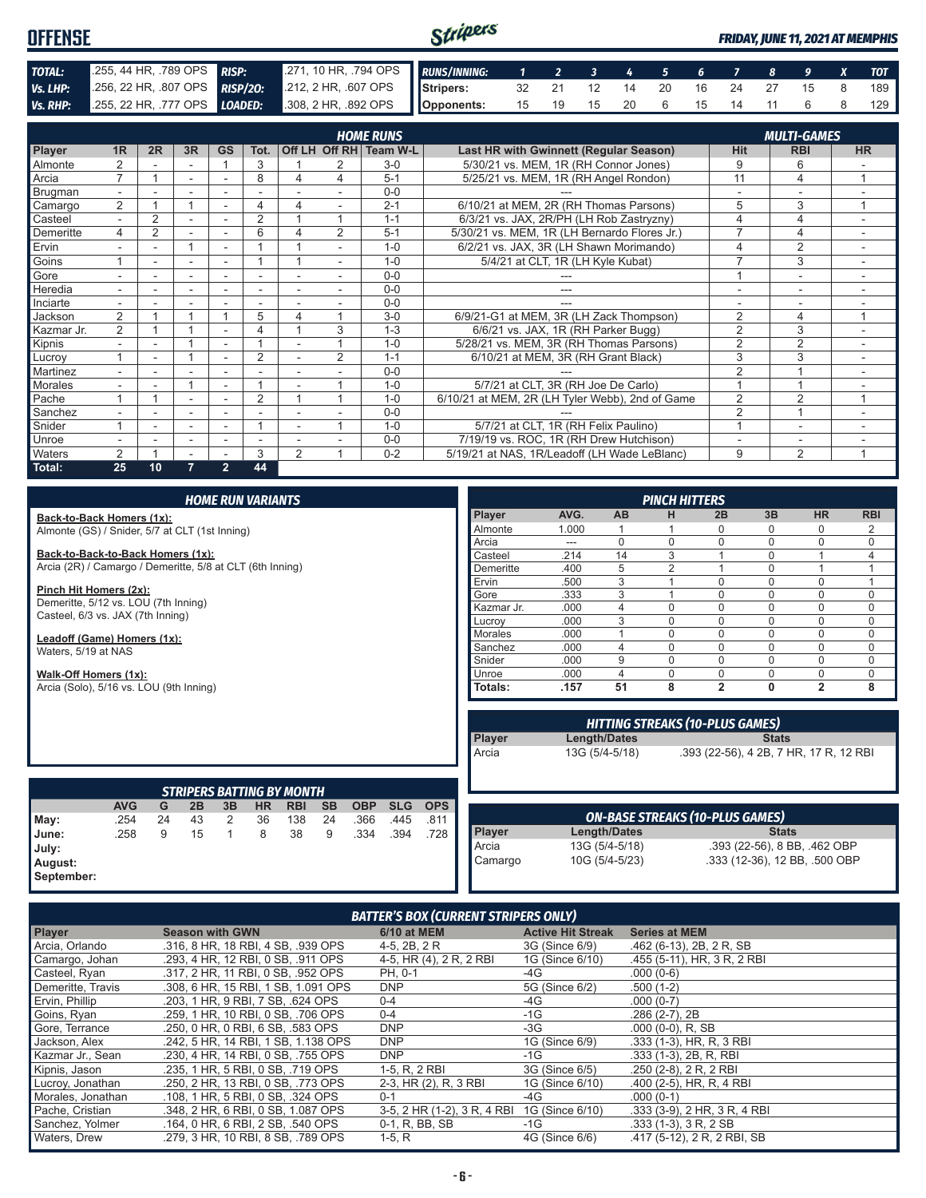# OFFENSE

*FRIDAY, JUNE 11, 2021 AT MEMPHIS*

| | | | |
|---|---|---|---|
| **TOTAL:** | .255, 44 HR, .789 OPS | **RISP:** | .271, 10 HR, .794 OPS |
| **Vs. LHP:** | .256, 22 HR, .807 OPS | **RISP/2O:** | .212, 2 HR, .607 OPS |
| **Vs. RHP:** | .255, 22 HR, .777 OPS | **LOADED:** | .308, 2 HR, .892 OPS |

| RUNS/INNING: | 1 | 2 | 3 | 4 | 5 | 6 | 7 | 8 | 9 | X | TOT |
|---|---|---|---|---|---|---|---|---|---|---|---|
| Stripers: | 32 | 21 | 12 | 14 | 20 | 16 | 24 | 27 | 15 | 8 | 189 |
| Opponents: | 15 | 19 | 15 | 20 | 6 | 15 | 14 | 11 | 6 | 8 | 129 |

## HOME RUNS / MULTI-GAMES

| Player | 1R | 2R | 3R | GS | Tot. | Off LH | Off RH | Team W-L | Last HR with Gwinnett (Regular Season) | Hit | RBI | HR |
|---|---|---|---|---|---|---|---|---|---|---|---|---|
| Almonte | 2 | - | - | 1 | 3 | 1 | 2 | 3-0 | 5/30/21 vs. MEM, 1R (RH Connor Jones) | 9 | 6 | - |
| Arcia | 7 | 1 | - | - | 8 | 4 | 4 | 5-1 | 5/25/21 vs. MEM, 1R (RH Angel Rondon) | 11 | 4 | 1 |
| Brugman | - | - | - | - | - | - | - | 0-0 | --- | - | - | - |
| Camargo | 2 | 1 | 1 | - | 4 | 4 | - | 2-1 | 6/10/21 at MEM, 3R (RH Thomas Parsons) | 5 | 3 | 1 |
| Casteel | - | 2 | - | - | 2 | 1 | 1 | 1-1 | 6/3/21 vs. JAX, 2R/PH (LH Rob Zastryzny) | 4 | 4 | - |
| Demeritte | 4 | 2 | - | - | 6 | 4 | 2 | 5-1 | 5/30/21 vs. MEM, 1R (RH Bernardo Flores Jr.) | 7 | 4 | - |
| Ervin | - | - | 1 | - | 1 | 1 | - | 1-0 | 6/2/21 vs. JAX, 3R (LH Shawn Morimando) | 4 | 2 | - |
| Goins | 1 | - | - | - | 1 | 1 | - | 1-0 | 5/4/21 at CLT, 1R (LH Kyle Kubat) | 7 | 3 | - |
| Gore | - | - | - | - | - | - | - | 0-0 | --- | 1 | - | - |
| Heredia | - | - | - | - | - | - | - | 0-0 | --- | - | - | - |
| Inciarte | - | - | - | - | - | - | - | 0-0 | --- | - | - | - |
| Jackson | 2 | 1 | 1 | 1 | 5 | 4 | 1 | 3-0 | 6/9/21-G1 at MEM, 3R (LH Zack Thompson) | 2 | 4 | 1 |
| Kazmar Jr. | 2 | 1 | 1 | - | 4 | 1 | 3 | 1-3 | 6/6/21 vs. JAX, 1R (RH Parker Bugg) | 2 | 3 | - |
| Kipnis | - | - | 1 | - | 1 | - | 1 | 1-0 | 5/28/21 vs. MEM, 3R (RH Thomas Parsons) | 2 | 2 | - |
| Lucroy | 1 | - | 1 | - | 2 | - | 2 | 1-1 | 6/10/21 at MEM, 3R (RH Grant Black) | 3 | 3 | - |
| Martinez | - | - | - | - | - | - | - | 0-0 | --- | 2 | 1 | - |
| Morales | - | - | 1 | - | 1 | - | 1 | 1-0 | 5/7/21 at CLT, 3R (RH Joe De Carlo) | 1 | 1 | - |
| Pache | 1 | 1 | - | - | 2 | 1 | 1 | 1-0 | 6/10/21 at MEM, 2R (LH Tyler Webb), 2nd of Game | 2 | 2 | 1 |
| Sanchez | - | - | - | - | - | - | - | 0-0 | --- | 2 | 1 | - |
| Snider | 1 | - | - | - | 1 | - | 1 | 1-0 | 5/7/21 at CLT, 1R (RH Felix Paulino) | 1 | - | - |
| Unroe | - | - | - | - | - | - | - | 0-0 | 7/19/19 vs. ROC, 1R (RH Drew Hutchison) | - | - | - |
| Waters | 2 | 1 | - | - | 3 | 2 | 1 | 0-2 | 5/19/21 at NAS, 1R/Leadoff (LH Wade LeBlanc) | 9 | 2 | 1 |
| **Total:** | **25** | **10** | **7** | **2** | **44** | | | | | | | |

## HOME RUN VARIANTS

**Back-to-Back Homers (1x):**
Almonte (GS) / Snider, 5/7 at CLT (1st Inning)

**Back-to-Back-to-Back Homers (1x):**
Arcia (2R) / Camargo / Demeritte, 5/8 at CLT (6th Inning)

**Pinch Hit Homers (2x):**
Demeritte, 5/12 vs. LOU (7th Inning)
Casteel, 6/3 vs. JAX (7th Inning)

**Leadoff (Game) Homers (1x):**
Waters, 5/19 at NAS

**Walk-Off Homers (1x):**
Arcia (Solo), 5/16 vs. LOU (9th Inning)

## PINCH HITTERS

| Player | AVG. | AB | H | 2B | 3B | HR | RBI |
|---|---|---|---|---|---|---|---|
| Almonte | 1.000 | 1 | 1 | 0 | 0 | 0 | 2 |
| Arcia | --- | 0 | 0 | 0 | 0 | 0 | 0 |
| Casteel | .214 | 14 | 3 | 1 | 0 | 1 | 4 |
| Demeritte | .400 | 5 | 2 | 1 | 0 | 1 | 1 |
| Ervin | .500 | 3 | 1 | 0 | 0 | 0 | 1 |
| Gore | .333 | 3 | 1 | 0 | 0 | 0 | 0 |
| Kazmar Jr. | .000 | 4 | 0 | 0 | 0 | 0 | 0 |
| Lucroy | .000 | 3 | 0 | 0 | 0 | 0 | 0 |
| Morales | .000 | 1 | 0 | 0 | 0 | 0 | 0 |
| Sanchez | .000 | 4 | 0 | 0 | 0 | 0 | 0 |
| Snider | .000 | 9 | 0 | 0 | 0 | 0 | 0 |
| Unroe | .000 | 4 | 0 | 0 | 0 | 0 | 0 |
| **Totals:** | **.157** | **51** | **8** | **2** | **0** | **2** | **8** |

## HITTING STREAKS (10-PLUS GAMES)

| Player | Length/Dates | Stats |
|---|---|---|
| Arcia | 13G (5/4-5/18) | .393 (22-56), 4 2B, 7 HR, 17 R, 12 RBI |

## STRIPERS BATTING BY MONTH

| | AVG | G | 2B | 3B | HR | RBI | SB | OBP | SLG | OPS |
|---|---|---|---|---|---|---|---|---|---|---|
| May: | .254 | 24 | 43 | 2 | 36 | 138 | 24 | .366 | .445 | .811 |
| June: | .258 | 9 | 15 | 1 | 8 | 38 | 9 | .334 | .394 | .728 |
| July: | | | | | | | | | | |
| August: | | | | | | | | | | |
| September: | | | | | | | | | | |

## ON-BASE STREAKS (10-PLUS GAMES)

| Player | Length/Dates | Stats |
|---|---|---|
| Arcia | 13G (5/4-5/18) | .393 (22-56), 8 BB, .462 OBP |
| Camargo | 10G (5/4-5/23) | .333 (12-36), 12 BB, .500 OBP |

## BATTER'S BOX (CURRENT STRIPERS ONLY)

| Player | Season with GWN | 6/10 at MEM | Active Hit Streak | Series at MEM |
|---|---|---|---|---|
| Arcia, Orlando | .316, 8 HR, 18 RBI, 4 SB, .939 OPS | 4-5, 2B, 2 R | 3G (Since 6/9) | .462 (6-13), 2B, 2 R, SB |
| Camargo, Johan | .293, 4 HR, 12 RBI, 0 SB, .911 OPS | 4-5, HR (4), 2 R, 2 RBI | 1G (Since 6/10) | .455 (5-11), HR, 3 R, 2 RBI |
| Casteel, Ryan | .317, 2 HR, 11 RBI, 0 SB, .952 OPS | PH, 0-1 | -4G | .000 (0-6) |
| Demeritte, Travis | .308, 6 HR, 15 RBI, 1 SB, 1.091 OPS | DNP | 5G (Since 6/2) | .500 (1-2) |
| Ervin, Phillip | .203, 1 HR, 9 RBI, 7 SB, .624 OPS | 0-4 | -4G | .000 (0-7) |
| Goins, Ryan | .259, 1 HR, 10 RBI, 0 SB, .706 OPS | 0-4 | -1G | .286 (2-7), 2B |
| Gore, Terrance | .250, 0 HR, 0 RBI, 6 SB, .583 OPS | DNP | -3G | .000 (0-0), R, SB |
| Jackson, Alex | .242, 5 HR, 14 RBI, 1 SB, 1.138 OPS | DNP | 1G (Since 6/9) | .333 (1-3), HR, R, 3 RBI |
| Kazmar Jr., Sean | .230, 4 HR, 14 RBI, 0 SB, .755 OPS | DNP | -1G | .333 (1-3), 2B, R, RBI |
| Kipnis, Jason | .235, 1 HR, 5 RBI, 0 SB, .719 OPS | 1-5, R, 2 RBI | 3G (Since 6/5) | .250 (2-8), 2 R, 2 RBI |
| Lucroy, Jonathan | .250, 2 HR, 13 RBI, 0 SB, .773 OPS | 2-3, HR (2), R, 3 RBI | 1G (Since 6/10) | .400 (2-5), HR, R, 4 RBI |
| Morales, Jonathan | .108, 1 HR, 5 RBI, 0 SB, .324 OPS | 0-1 | -4G | .000 (0-1) |
| Pache, Cristian | .348, 2 HR, 6 RBI, 0 SB, 1.087 OPS | 3-5, 2 HR (1-2), 3 R, 4 RBI | 1G (Since 6/10) | .333 (3-9), 2 HR, 3 R, 4 RBI |
| Sanchez, Yolmer | .164, 0 HR, 6 RBI, 2 SB, .540 OPS | 0-1, R, BB, SB | -1G | .333 (1-3), 3 R, 2 SB |
| Waters, Drew | .279, 3 HR, 10 RBI, 8 SB, .789 OPS | 1-5, R | 4G (Since 6/6) | .417 (5-12), 2 R, 2 RBI, SB |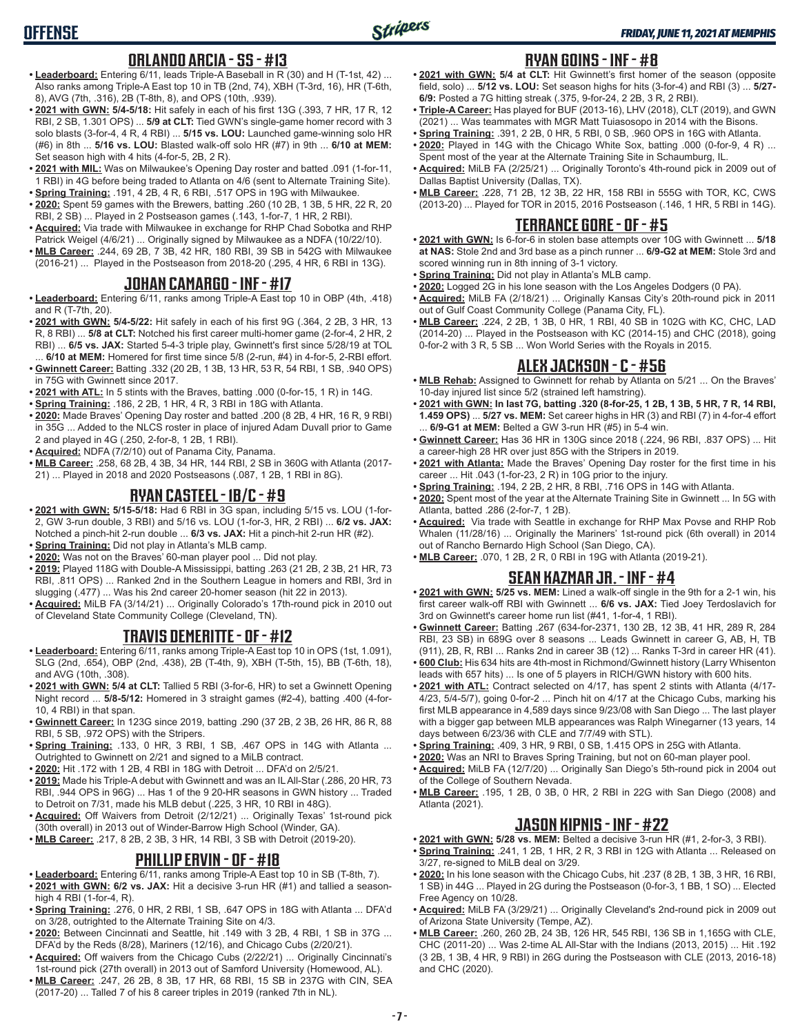## ORLANDO ARCIA - SS - #13

- **Leaderboard:** Entering 6/11, leads Triple-A Baseball in R (30) and H (T-1st, 42) ... Also ranks among Triple-A East top 10 in TB (2nd, 74), XBH (T-3rd, 16), HR (T-6th, 8), AVG (7th, .316), 2B (T-8th, 8), and OPS (10th, .939).
- **2021 with GWN: 5/4-5/18:** Hit safely in each of his first 13G (.393, 7 HR, 17 R, 12 RBI, 2 SB, 1.301 OPS) ... **5/9 at CLT:** Tied GWN's single-game homer record with 3 solo blasts (3-for-4, 4 R, 4 RBI) ... **5/15 vs. LOU:** Launched game-winning solo HR (#6) in 8th ... **5/16 vs. LOU:** Blasted walk-off solo HR (#7) in 9th ... **6/10 at MEM:** Set season high with 4 hits (4-for-5, 2B, 2 R).
- **2021 with MIL:** Was on Milwaukee's Opening Day roster and batted .091 (1-for-11, 1 RBI) in 4G before being traded to Atlanta on 4/6 (sent to Alternate Training Site).
- **Spring Training:** .191, 4 2B, 4 R, 6 RBI, .517 OPS in 19G with Milwaukee.
- **2020:** Spent 59 games with the Brewers, batting .260 (10 2B, 1 3B, 5 HR, 22 R, 20 RBI, 2 SB) ... Played in 2 Postseason games (.143, 1-for-7, 1 HR, 2 RBI).
- **Acquired:** Via trade with Milwaukee in exchange for RHP Chad Sobotka and RHP Patrick Weigel (4/6/21) ... Originally signed by Milwaukee as a NDFA (10/22/10).
- **MLB Career:** .244, 69 2B, 7 3B, 42 HR, 180 RBI, 39 SB in 542G with Milwaukee (2016-21) ... Played in the Postseason from 2018-20 (.295, 4 HR, 6 RBI in 13G).

## JOHAN CAMARGO - INF - #17

- **Leaderboard:** Entering 6/11, ranks among Triple-A East top 10 in OBP (4th, .418) and R (T-7th, 20).
- **2021 with GWN: 5/4-5/22:** Hit safely in each of his first 9G (.364, 2 2B, 3 HR, 13 R, 8 RBI) ... **5/8 at CLT:** Notched his first career multi-homer game (2-for-4, 2 HR, 2 RBI) ... **6/5 vs. JAX:** Started 5-4-3 triple play, Gwinnett's first since 5/28/19 at TOL ... **6/10 at MEM:** Homered for first time since 5/8 (2-run, #4) in 4-for-5, 2-RBI effort.
- **Gwinnett Career:** Batting .332 (20 2B, 1 3B, 13 HR, 53 R, 54 RBI, 1 SB, .940 OPS) in 75G with Gwinnett since 2017.
- **2021 with ATL:** In 5 stints with the Braves, batting .000 (0-for-15, 1 R) in 14G.
- **Spring Training:** .186, 2 2B, 1 HR, 4 R, 3 RBI in 18G with Atlanta.
- **2020:** Made Braves' Opening Day roster and batted .200 (8 2B, 4 HR, 16 R, 9 RBI) in 35G ... Added to the NLCS roster in place of injured Adam Duvall prior to Game 2 and played in 4G (.250, 2-for-8, 1 2B, 1 RBI).
- **Acquired:** NDFA (7/2/10) out of Panama City, Panama.
- **MLB Career:** .258, 68 2B, 4 3B, 34 HR, 144 RBI, 2 SB in 360G with Atlanta (2017-21) ... Played in 2018 and 2020 Postseasons (.087, 1 2B, 1 RBI in 8G).

## RYAN CASTEEL - 1B/C - #9

- **2021 with GWN: 5/15-5/18:** Had 6 RBI in 3G span, including 5/15 vs. LOU (1-for-2, GW 3-run double, 3 RBI) and 5/16 vs. LOU (1-for-3, HR, 2 RBI) ... **6/2 vs. JAX:** Notched a pinch-hit 2-run double ... **6/3 vs. JAX:** Hit a pinch-hit 2-run HR (#2).
- **Spring Training:** Did not play in Atlanta's MLB camp.
- **2020:** Was not on the Braves' 60-man player pool ... Did not play.
- **2019:** Played 118G with Double-A Mississippi, batting .263 (21 2B, 2 3B, 21 HR, 73 RBI, .811 OPS) ... Ranked 2nd in the Southern League in homers and RBI, 3rd in slugging (.477) ... Was his 2nd career 20-homer season (hit 22 in 2013).
- **Acquired:** MiLB FA (3/14/21) ... Originally Colorado's 17th-round pick in 2010 out of Cleveland State Community College (Cleveland, TN).

## TRAVIS DEMERITTE - OF - #12

- **Leaderboard:** Entering 6/11, ranks among Triple-A East top 10 in OPS (1st, 1.091), SLG (2nd, .654), OBP (2nd, .438), 2B (T-4th, 9), XBH (T-5th, 15), BB (T-6th, 18), and AVG (10th, .308).
- **2021 with GWN: 5/4 at CLT:** Tallied 5 RBI (3-for-6, HR) to set a Gwinnett Opening Night record ... **5/8-5/12:** Homered in 3 straight games (#2-4), batting .400 (4-for-10, 4 RBI) in that span.
- **Gwinnett Career:** In 123G since 2019, batting .290 (37 2B, 2 3B, 26 HR, 86 R, 88 RBI, 5 SB, .972 OPS) with the Stripers.
- **Spring Training:** .133, 0 HR, 3 RBI, 1 SB, .467 OPS in 14G with Atlanta ... Outrighted to Gwinnett on 2/21 and signed to a MiLB contract.
- **2020:** Hit .172 with 1 2B, 4 RBI in 18G with Detroit ... DFA'd on 2/5/21.
- **2019:** Made his Triple-A debut with Gwinnett and was an IL All-Star (.286, 20 HR, 73 RBI, .944 OPS in 96G) ... Has 1 of the 9 20-HR seasons in GWN history ... Traded to Detroit on 7/31, made his MLB debut (.225, 3 HR, 10 RBI in 48G).
- **Acquired:** Off Waivers from Detroit (2/12/21) ... Originally Texas' 1st-round pick (30th overall) in 2013 out of Winder-Barrow High School (Winder, GA).
- **MLB Career:** .217, 8 2B, 2 3B, 3 HR, 14 RBI, 3 SB with Detroit (2019-20).

## PHILLIP ERVIN - OF - #18

- **Leaderboard:** Entering 6/11, ranks among Triple-A East top 10 in SB (T-8th, 7).
- **2021 with GWN: 6/2 vs. JAX:** Hit a decisive 3-run HR (#1) and tallied a season-high 4 RBI (1-for-4, R).
- **Spring Training:** .276, 0 HR, 2 RBI, 1 SB, .647 OPS in 18G with Atlanta ... DFA'd on 3/28, outrighted to the Alternate Training Site on 4/3.
- **2020:** Between Cincinnati and Seattle, hit .149 with 3 2B, 4 RBI, 1 SB in 37G ... DFA'd by the Reds (8/28), Mariners (12/16), and Chicago Cubs (2/20/21).
- **Acquired:** Off waivers from the Chicago Cubs (2/22/21) ... Originally Cincinnati's 1st-round pick (27th overall) in 2013 out of Samford University (Homewood, AL).
- **MLB Career:** .247, 26 2B, 8 3B, 17 HR, 68 RBI, 15 SB in 237G with CIN, SEA (2017-20) ... Talled 7 of his 8 career triples in 2019 (ranked 7th in NL).

## RYAN GOINS - INF - #8

- **2021 with GWN: 5/4 at CLT:** Hit Gwinnett's first homer of the season (opposite field, solo) ... **5/12 vs. LOU:** Set season highs for hits (3-for-4) and RBI (3) ... **5/27-6/9:** Posted a 7G hitting streak (.375, 9-for-24, 2 2B, 3 R, 2 RBI).
- **Triple-A Career:** Has played for BUF (2013-16), LHV (2018), CLT (2019), and GWN (2021) ... Was teammates with MGR Matt Tuiasosopo in 2014 with the Bisons.
- **Spring Training:** .391, 2 2B, 0 HR, 5 RBI, 0 SB, .960 OPS in 16G with Atlanta.
- **2020:** Played in 14G with the Chicago White Sox, batting .000 (0-for-9, 4 R) ... Spent most of the year at the Alternate Training Site in Schaumburg, IL.
- **Acquired:** MiLB FA (2/25/21) ... Originally Toronto's 4th-round pick in 2009 out of Dallas Baptist University (Dallas, TX).
- **MLB Career:** .228, 71 2B, 12 3B, 22 HR, 158 RBI in 555G with TOR, KC, CWS (2013-20) ... Played for TOR in 2015, 2016 Postseason (.146, 1 HR, 5 RBI in 14G).

## TERRANCE GORE - OF - #5

- **2021 with GWN:** Is 6-for-6 in stolen base attempts over 10G with Gwinnett ... **5/18 at NAS:** Stole 2nd and 3rd base as a pinch runner ... **6/9-G2 at MEM:** Stole 3rd and scored winning run in 8th inning of 3-1 victory.
- **Spring Training:** Did not play in Atlanta's MLB camp.
- **2020:** Logged 2G in his lone season with the Los Angeles Dodgers (0 PA).
- **Acquired:** MiLB FA (2/18/21) ... Originally Kansas City's 20th-round pick in 2011 out of Gulf Coast Community College (Panama City, FL).
- **MLB Career:** .224, 2 2B, 1 3B, 0 HR, 1 RBI, 40 SB in 102G with KC, CHC, LAD (2014-20) ... Played in the Postseason with KC (2014-15) and CHC (2018), going 0-for-2 with 3 R, 5 SB ... Won World Series with the Royals in 2015.

## ALEX JACKSON - C - #56

- **MLB Rehab:** Assigned to Gwinnett for rehab by Atlanta on 5/21 ... On the Braves' 10-day injured list since 5/2 (strained left hamstring).
- **2021 with GWN: In last 7G, batting .320 (8-for-25, 1 2B, 1 3B, 5 HR, 7 R, 14 RBI, 1.459 OPS)** ... **5/27 vs. MEM:** Set career highs in HR (3) and RBI (7) in 4-for-4 effort ... **6/9-G1 at MEM:** Belted a GW 3-run HR (#5) in 5-4 win.
- **Gwinnett Career:** Has 36 HR in 130G since 2018 (.224, 96 RBI, .837 OPS) ... Hit a career-high 28 HR over just 85G with the Stripers in 2019.
- **2021 with Atlanta:** Made the Braves' Opening Day roster for the first time in his career ... Hit .043 (1-for-23, 2 R) in 10G prior to the injury.
- **Spring Training:** .194, 2 2B, 2 HR, 8 RBI, .716 OPS in 14G with Atlanta.
- **2020:** Spent most of the year at the Alternate Training Site in Gwinnett ... In 5G with Atlanta, batted .286 (2-for-7, 1 2B).
- **Acquired:** Via trade with Seattle in exchange for RHP Max Povse and RHP Rob Whalen (11/28/16) ... Originally the Mariners' 1st-round pick (6th overall) in 2014 out of Rancho Bernardo High School (San Diego, CA).
- **MLB Career:** .070, 1 2B, 2 R, 0 RBI in 19G with Atlanta (2019-21).

## SEAN KAZMAR JR. - INF - #4

- **2021 with GWN: 5/25 vs. MEM:** Lined a walk-off single in the 9th for a 2-1 win, his first career walk-off RBI with Gwinnett ... **6/6 vs. JAX:** Tied Joey Terdoslavich for 3rd on Gwinnett's career home run list (#41, 1-for-4, 1 RBI).
- **Gwinnett Career:** Batting .267 (634-for-2371, 130 2B, 12 3B, 41 HR, 289 R, 284 RBI, 23 SB) in 689G over 8 seasons ... Leads Gwinnett in career G, AB, H, TB (911), 2B, R, RBI ... Ranks 2nd in career 3B (12) ... Ranks T-3rd in career HR (41).
- **600 Club:** His 634 hits are 4th-most in Richmond/Gwinnett history (Larry Whisenton leads with 657 hits) ... Is one of 5 players in RICH/GWN history with 600 hits.
- **2021 with ATL:** Contract selected on 4/17, has spent 2 stints with Atlanta (4/17-4/23, 5/4-5/7), going 0-for-2 ... Pinch hit on 4/17 at the Chicago Cubs, marking his first MLB appearance in 4,589 days since 9/23/08 with San Diego ... The last player with a bigger gap between MLB appearances was Ralph Winegarner (13 years, 14 days between 6/23/36 with CLE and 7/7/49 with STL).
- **Spring Training:** .409, 3 HR, 9 RBI, 0 SB, 1.415 OPS in 25G with Atlanta.
- **2020:** Was an NRI to Braves Spring Training, but not on 60-man player pool.
- **Acquired:** MiLB FA (12/7/20) ... Originally San Diego's 5th-round pick in 2004 out of the College of Southern Nevada.
- **MLB Career:** .195, 1 2B, 0 3B, 0 HR, 2 RBI in 22G with San Diego (2008) and Atlanta (2021).

## JASON KIPNIS - INF - #22

- **2021 with GWN: 5/28 vs. MEM:** Belted a decisive 3-run HR (#1, 2-for-3, 3 RBI).
- **Spring Training:** .241, 1 2B, 1 HR, 2 R, 3 RBI in 12G with Atlanta ... Released on 3/27, re-signed to MiLB deal on 3/29.
- **2020:** In his lone season with the Chicago Cubs, hit .237 (8 2B, 1 3B, 3 HR, 16 RBI, 1 SB) in 44G ... Played in 2G during the Postseason (0-for-3, 1 BB, 1 SO) ... Elected Free Agency on 10/28.
- **Acquired:** MiLB FA (3/29/21) ... Originally Cleveland's 2nd-round pick in 2009 out of Arizona State University (Tempe, AZ).
- **MLB Career:** .260, 260 2B, 24 3B, 126 HR, 545 RBI, 136 SB in 1,165G with CLE, CHC (2011-20) ... Was 2-time AL All-Star with the Indians (2013, 2015) ... Hit .192 (3 2B, 1 3B, 4 HR, 9 RBI) in 26G during the Postseason with CLE (2013, 2016-18) and CHC (2020).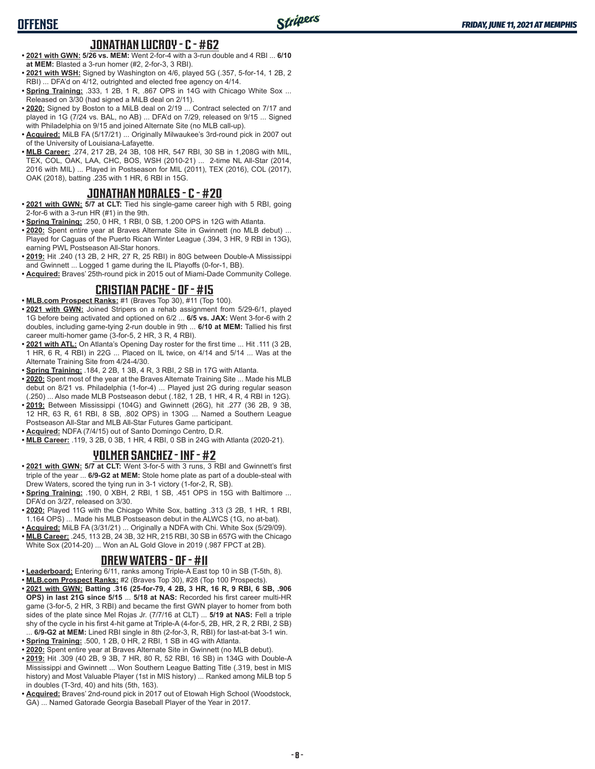## JONATHAN LUCROY - C - #62

- **2021 with GWN:** **5/26 vs. MEM:** Went 2-for-4 with a 3-run double and 4 RBI ... **6/10 at MEM:** Blasted a 3-run homer (#2, 2-for-3, 3 RBI).
- **2021 with WSH:** Signed by Washington on 4/6, played 5G (.357, 5-for-14, 1 2B, 2 RBI) ... DFA'd on 4/12, outrighted and elected free agency on 4/14.
- **Spring Training:** .333, 1 2B, 1 R, .867 OPS in 14G with Chicago White Sox ... Released on 3/30 (had signed a MiLB deal on 2/11).
- **2020:** Signed by Boston to a MiLB deal on 2/19 ... Contract selected on 7/17 and played in 1G (7/24 vs. BAL, no AB) ... DFA'd on 7/29, released on 9/15 ... Signed with Philadelphia on 9/15 and joined Alternate Site (no MLB call-up).
- **Acquired:** MiLB FA (5/17/21) ... Originally Milwaukee's 3rd-round pick in 2007 out of the University of Louisiana-Lafayette.
- **MLB Career:** .274, 217 2B, 24 3B, 108 HR, 547 RBI, 30 SB in 1,208G with MIL, TEX, COL, OAK, LAA, CHC, BOS, WSH (2010-21) ... 2-time NL All-Star (2014, 2016 with MIL) ... Played in Postseason for MIL (2011), TEX (2016), COL (2017), OAK (2018), batting .235 with 1 HR, 6 RBI in 15G.

## JONATHAN MORALES - C - #20

- **2021 with GWN:** **5/7 at CLT:** Tied his single-game career high with 5 RBI, going 2-for-6 with a 3-run HR (#1) in the 9th.
- **Spring Training:** .250, 0 HR, 1 RBI, 0 SB, 1.200 OPS in 12G with Atlanta.
- **2020:** Spent entire year at Braves Alternate Site in Gwinnett (no MLB debut) ... Played for Caguas of the Puerto Rican Winter League (.394, 3 HR, 9 RBI in 13G), earning PWL Postseason All-Star honors.
- **2019:** Hit .240 (13 2B, 2 HR, 27 R, 25 RBI) in 80G between Double-A Mississippi and Gwinnett ... Logged 1 game during the IL Playoffs (0-for-1, BB).
- **Acquired:** Braves' 25th-round pick in 2015 out of Miami-Dade Community College.

## CRISTIAN PACHE - OF - #15

- **MLB.com Prospect Ranks:** #1 (Braves Top 30), #11 (Top 100).
- **2021 with GWN:** Joined Stripers on a rehab assignment from 5/29-6/1, played 1G before being activated and optioned on 6/2 ... **6/5 vs. JAX:** Went 3-for-6 with 2 doubles, including game-tying 2-run double in 9th ... **6/10 at MEM:** Tallied his first career multi-homer game (3-for-5, 2 HR, 3 R, 4 RBI).
- **2021 with ATL:** On Atlanta's Opening Day roster for the first time ... Hit .111 (3 2B, 1 HR, 6 R, 4 RBI) in 22G ... Placed on IL twice, on 4/14 and 5/14 ... Was at the Alternate Training Site from 4/24-4/30.
- **Spring Training:** .184, 2 2B, 1 3B, 4 R, 3 RBI, 2 SB in 17G with Atlanta.
- **2020:** Spent most of the year at the Braves Alternate Training Site ... Made his MLB debut on 8/21 vs. Philadelphia (1-for-4) ... Played just 2G during regular season (.250) ... Also made MLB Postseason debut (.182, 1 2B, 1 HR, 4 R, 4 RBI in 12G).
- **2019:** Between Mississippi (104G) and Gwinnett (26G), hit .277 (36 2B, 9 3B, 12 HR, 63 R, 61 RBI, 8 SB, .802 OPS) in 130G ... Named a Southern League Postseason All-Star and MLB All-Star Futures Game participant.
- **Acquired:** NDFA (7/4/15) out of Santo Domingo Centro, D.R.
- **MLB Career:** .119, 3 2B, 0 3B, 1 HR, 4 RBI, 0 SB in 24G with Atlanta (2020-21).

## YOLMER SANCHEZ - INF - #2

- **2021 with GWN:** **5/7 at CLT:** Went 3-for-5 with 3 runs, 3 RBI and Gwinnett's first triple of the year ... **6/9-G2 at MEM:** Stole home plate as part of a double-steal with Drew Waters, scored the tying run in 3-1 victory (1-for-2, R, SB).
- **Spring Training:** .190, 0 XBH, 2 RBI, 1 SB, .451 OPS in 15G with Baltimore ... DFA'd on 3/27, released on 3/30.
- **2020:** Played 11G with the Chicago White Sox, batting .313 (3 2B, 1 HR, 1 RBI, 1.164 OPS) ... Made his MLB Postseason debut in the ALWCS (1G, no at-bat).
- **Acquired:** MiLB FA (3/31/21) ... Originally a NDFA with Chi. White Sox (5/29/09).
- **MLB Career:** .245, 113 2B, 24 3B, 32 HR, 215 RBI, 30 SB in 657G with the Chicago White Sox (2014-20) ... Won an AL Gold Glove in 2019 (.987 FPCT at 2B).

## DREW WATERS - OF - #11

- **Leaderboard:** Entering 6/11, ranks among Triple-A East top 10 in SB (T-5th, 8).
- **MLB.com Prospect Ranks:** #2 (Braves Top 30), #28 (Top 100 Prospects).
- **2021 with GWN:** **Batting .316 (25-for-79, 4 2B, 3 HR, 16 R, 9 RBI, 6 SB, .906 OPS) in last 21G since 5/15** ... **5/18 at NAS:** Recorded his first career multi-HR game (3-for-5, 2 HR, 3 RBI) and became the first GWN player to homer from both sides of the plate since Mel Rojas Jr. (7/7/16 at CLT) ... **5/19 at NAS:** Fell a triple shy of the cycle in his first 4-hit game at Triple-A (4-for-5, 2B, HR, 2 R, 2 RBI, 2 SB) ... **6/9-G2 at MEM:** Lined RBI single in 8th (2-for-3, R, RBI) for last-at-bat 3-1 win.
- **Spring Training:** .500, 1 2B, 0 HR, 2 RBI, 1 SB in 4G with Atlanta.
- **2020:** Spent entire year at Braves Alternate Site in Gwinnett (no MLB debut).
- **2019:** Hit .309 (40 2B, 9 3B, 7 HR, 80 R, 52 RBI, 16 SB) in 134G with Double-A Mississippi and Gwinnett ... Won Southern League Batting Title (.319, best in MIS history) and Most Valuable Player (1st in MIS history) ... Ranked among MiLB top 5 in doubles (T-3rd, 40) and hits (5th, 163).
- **Acquired:** Braves' 2nd-round pick in 2017 out of Etowah High School (Woodstock, GA) ... Named Gatorade Georgia Baseball Player of the Year in 2017.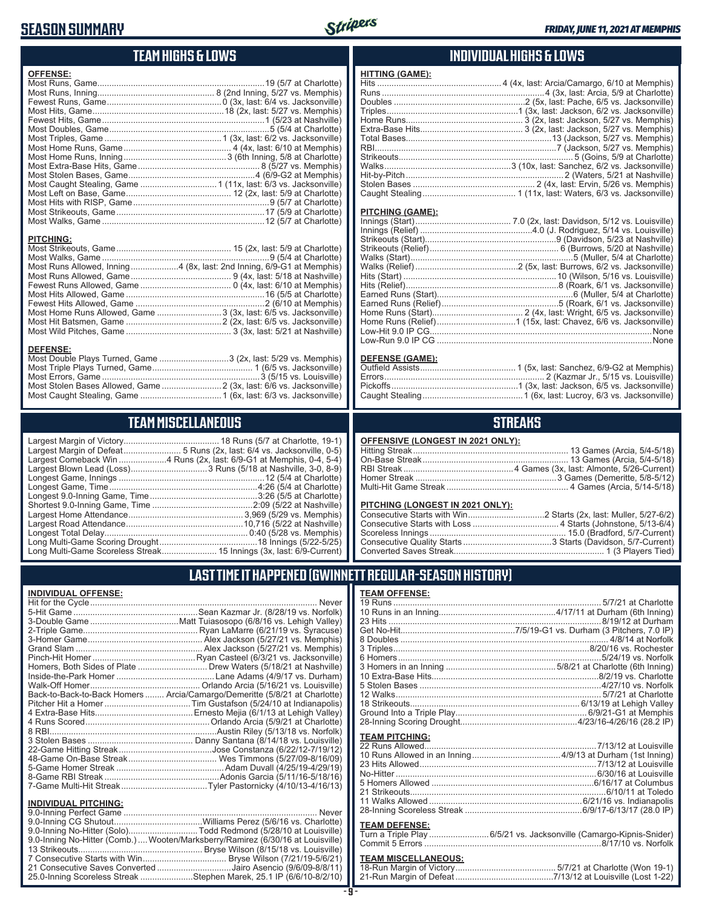# SEASON SUMMARY

*FRIDAY, JUNE 11, 2021 AT MEMPHIS*

## TEAM HIGHS & LOWS

**OFFENSE:**

| | |
|---|---|
| Most Runs, Game | 19 (5/7 at Charlotte) |
| Most Runs, Inning | 8 (2nd Inning, 5/27 vs. Memphis) |
| Fewest Runs, Game | 0 (3x, last: 6/4 vs. Jacksonville) |
| Most Hits, Game | 18 (2x, last: 5/27 vs. Memphis) |
| Fewest Hits, Game | 1 (5/23 at Nashville) |
| Most Doubles, Game | 5 (5/4 at Charlotte) |
| Most Triples, Game | 1 (3x, last: 6/2 vs. Jacksonville) |
| Most Home Runs, Game | 4 (4x, last: 6/10 at Memphis) |
| Most Home Runs, Inning | 3 (6th Inning, 5/8 at Charlotte) |
| Most Extra-Base Hits, Game | 8 (5/27 vs. Memphis) |
| Most Stolen Bases, Game | 4 (6/9-G2 at Memphis) |
| Most Caught Stealing, Game | 1 (11x, last: 6/3 vs. Jacksonville) |
| Most Left on Base, Game | 12 (2x, last: 5/9 at Charlotte) |
| Most Hits with RISP, Game | 9 (5/7 at Charlotte) |
| Most Strikeouts, Game | 17 (5/9 at Charlotte) |
| Most Walks, Game | 12 (5/7 at Charlotte) |

**PITCHING:**

| | |
|---|---|
| Most Strikeouts, Game | 15 (2x, last: 5/9 at Charlotte) |
| Most Walks, Game | 9 (5/4 at Charlotte) |
| Most Runs Allowed, Inning | 4 (8x, last: 2nd Inning, 6/9-G1 at Memphis) |
| Most Runs Allowed, Game | 9 (4x, last: 5/18 at Nashville) |
| Fewest Runs Allowed, Game | 0 (4x, last: 6/10 at Memphis) |
| Most Hits Allowed, Game | 16 (5/5 at Charlotte) |
| Fewest Hits Allowed, Game | 2 (6/10 at Memphis) |
| Most Home Runs Allowed, Game | 3 (3x, last: 6/5 vs. Jacksonville) |
| Most Hit Batsmen, Game | 2 (2x, last: 6/5 vs. Jacksonville) |
| Most Wild Pitches, Game | 3 (3x, last: 5/21 at Nashville) |

**DEFENSE:**

| | |
|---|---|
| Most Double Plays Turned, Game | 3 (2x, last: 5/29 vs. Memphis) |
| Most Triple Plays Turned, Game | 1 (6/5 vs. Jacksonville) |
| Most Errors, Game | 3 (5/15 vs. Louisville) |
| Most Stolen Bases Allowed, Game | 2 (3x, last: 6/6 vs. Jacksonville) |
| Most Caught Stealing, Game | 1 (6x, last: 6/3 vs. Jacksonville) |

## INDIVIDUAL HIGHS & LOWS

**HITTING (GAME):**

| | |
|---|---|
| Hits | 4 (4x, last: Arcia/Camargo, 6/10 at Memphis) |
| Runs | 4 (3x, last: Arcia, 5/9 at Charlotte) |
| Doubles | 2 (5x, last: Pache, 6/5 vs. Jacksonville) |
| Triples | 1 (3x, last: Jackson, 6/2 vs. Jacksonville) |
| Home Runs | 3 (2x, last: Jackson, 5/27 vs. Memphis) |
| Extra-Base Hits | 3 (2x, last: Jackson, 5/27 vs. Memphis) |
| Total Bases | 13 (Jackson, 5/27 vs. Memphis) |
| RBI | 7 (Jackson, 5/27 vs. Memphis) |
| Strikeouts | 5 (Goins, 5/9 at Charlotte) |
| Walks | 3 (10x, last: Sanchez, 6/2 vs. Jacksonville) |
| Hit-by-Pitch | 2 (Waters, 5/21 at Nashville) |
| Stolen Bases | 2 (4x, last: Ervin, 5/26 vs. Memphis) |
| Caught Stealing | 1 (11x, last: Waters, 6/3 vs. Jacksonville) |

**PITCHING (GAME):**

| | |
|---|---|
| Innings (Start) | 7.0 (2x, last: Davidson, 5/12 vs. Louisville) |
| Innings (Relief) | 4.0 (J. Rodriguez, 5/14 vs. Louisville) |
| Strikeouts (Start) | 9 (Davidson, 5/23 at Nashville) |
| Strikeouts (Relief) | 6 (Burrows, 5/20 at Nashville) |
| Walks (Start) | 5 (Muller, 5/4 at Charlotte) |
| Walks (Relief) | 2 (5x, last: Burrows, 6/2 vs. Jacksonville) |
| Hits (Start) | 10 (Wilson, 5/16 vs. Louisville) |
| Hits (Relief) | 8 (Roark, 6/1 vs. Jacksonville) |
| Earned Runs (Start) | 6 (Muller, 5/4 at Charlotte) |
| Earned Runs (Relief) | 5 (Roark, 6/1 vs. Jacksonville) |
| Home Runs (Start) | 2 (4x, last: Wright, 6/5 vs. Jacksonville) |
| Home Runs (Relief) | 1 (15x, last: Chavez, 6/6 vs. Jacksonville) |
| Low-Hit 9.0 IP CG | None |
| Low-Run 9.0 IP CG | None |

**DEFENSE (GAME):**

| | |
|---|---|
| Outfield Assists | 1 (5x, last: Sanchez, 6/9-G2 at Memphis) |
| Errors | 2 (Kazmar Jr., 5/15 vs. Louisville) |
| Pickoffs | 1 (3x, last: Jackson, 6/5 vs. Jacksonville) |
| Caught Stealing | 1 (6x, last: Lucroy, 6/3 vs. Jacksonville) |

## TEAM MISCELLANEOUS

| | |
|---|---|
| Largest Margin of Victory | 18 Runs (5/7 at Charlotte, 19-1) |
| Largest Margin of Defeat | 5 Runs (2x, last: 6/4 vs. Jacksonville, 0-5) |
| Largest Comeback Win | 4 Runs (2x, last: 6/9-G1 at Memphis, 0-4, 5-4) |
| Largest Blown Lead (Loss) | 3 Runs (5/18 at Nashville, 3-0, 8-9) |
| Longest Game, Innings | 12 (5/4 at Charlotte) |
| Longest Game, Time | 4:26 (5/4 at Charlotte) |
| Longest 9.0-Inning Game, Time | 3:26 (5/5 at Charlotte) |
| Shortest 9.0-Inning Game, Time | 2:09 (5/22 at Nashville) |
| Largest Home Attendance | 3,969 (5/29 vs. Memphis) |
| Largest Road Attendance | 10,716 (5/22 at Nashville) |
| Longest Total Delay | 0:40 (5/28 vs. Memphis) |
| Long Multi-Game Scoring Drought | 18 Innings (5/22-5/25) |
| Long Multi-Game Scoreless Streak | 15 Innings (3x, last: 6/9-Current) |

## STREAKS

**OFFENSIVE (LONGEST IN 2021 ONLY):**

| | |
|---|---|
| Hitting Streak | 13 Games (Arcia, 5/4-5/18) |
| On-Base Streak | 13 Games (Arcia, 5/4-5/18) |
| RBI Streak | 4 Games (3x, last: Almonte, 5/26-Current) |
| Homer Streak | 3 Games (Demeritte, 5/8-5/12) |
| Multi-Hit Game Streak | 4 Games (Arcia, 5/14-5/18) |

**PITCHING (LONGEST IN 2021 ONLY):**

| | |
|---|---|
| Consecutive Starts with Win | 2 Starts (2x, last: Muller, 5/27-6/2) |
| Consecutive Starts with Loss | 4 Starts (Johnstone, 5/13-6/4) |
| Scoreless Innings | 15.0 (Bradford, 5/7-Current) |
| Consecutive Quality Starts | 3 Starts (Davidson, 5/7-Current) |
| Converted Saves Streak | 1 (3 Players Tied) |

## LAST TIME IT HAPPENED (GWINNETT REGULAR-SEASON HISTORY)

**INDIVIDUAL OFFENSE:**

| | |
|---|---|
| Hit for the Cycle | Never |
| 5-Hit Game | Sean Kazmar Jr. (8/28/19 vs. Norfolk) |
| 3-Double Game | Matt Tuiasosopo (6/8/16 vs. Lehigh Valley) |
| 2-Triple Game | Ryan LaMarre (6/21/19 vs. Syracuse) |
| 3-Homer Game | Alex Jackson (5/27/21 vs. Memphis) |
| Grand Slam | Alex Jackson (5/27/21 vs. Memphis) |
| Pinch-Hit Homer | Ryan Casteel (6/3/21 vs. Jacksonville) |
| Homers, Both Sides of Plate | Drew Waters (5/18/21 at Nashville) |
| Inside-the-Park Homer | Lane Adams (4/9/17 vs. Durham) |
| Walk-Off Homer | Orlando Arcia (5/16/21 vs. Louisville) |
| Back-to-Back-to-Back Homers | Arcia/Camargo/Demeritte (5/8/21 at Charlotte) |
| Pitcher Hit a Homer | Tim Gustafson (5/24/10 at Indianapolis) |
| 4 Extra-Base Hits | Ernesto Mejia (6/1/13 at Lehigh Valley) |
| 4 Runs Scored | Orlando Arcia (5/9/21 at Charlotte) |
| 8 RBI | Austin Riley (5/13/18 vs. Norfolk) |
| 3 Stolen Bases | Danny Santana (8/14/18 vs. Louisville) |
| 22-Game Hitting Streak | Jose Constanza (6/22/12-7/19/12) |
| 48-Game On-Base Streak | Wes Timmons (5/27/09-8/16/09) |
| 5-Game Homer Streak | Adam Duvall (4/25/19-4/29/19) |
| 8-Game RBI Streak | Adonis Garcia (5/11/16-5/18/16) |
| 7-Game Multi-Hit Streak | Tyler Pastornicky (4/10/13-4/16/13) |

**INDIVIDUAL PITCHING:**

| | |
|---|---|
| 9.0-Inning Perfect Game | Never |
| 9.0-Inning CG Shutout | Williams Perez (5/6/16 vs. Charlotte) |
| 9.0-Inning No-Hitter (Solo) | Todd Redmond (5/28/10 at Louisville) |
| 9.0-Inning No-Hitter (Comb.) | Wooten/Marksberry/Ramirez (6/30/16 at Louisville) |
| 13 Strikeouts | Bryse Wilson (8/15/18 vs. Louisville) |
| 7 Consecutive Starts with Win | Bryse Wilson (7/21/19-5/6/21) |
| 21 Consecutive Saves Converted | Jairo Asencio (9/6/09-8/8/11) |
| 25.0-Inning Scoreless Streak | Stephen Marek, 25.1 IP (6/6/10-8/2/10) |

**TEAM OFFENSE:**

| | |
|---|---|
| 19 Runs | 5/7/21 at Charlotte |
| 10 Runs in an Inning | 4/17/11 at Durham (6th Inning) |
| 23 Hits | 8/19/12 at Durham |
| Get No-Hit | 7/5/19-G1 vs. Durham (3 Pitchers, 7.0 IP) |
| 8 Doubles | 4/8/14 at Norfolk |
| 3 Triples | 8/20/16 vs. Rochester |
| 6 Homers | 5/24/19 vs. Norfolk |
| 3 Homers in an Inning | 5/8/21 at Charlotte (6th Inning) |
| 10 Extra-Base Hits | 8/2/19 vs. Charlotte |
| 5 Stolen Bases | 4/27/10 vs. Norfolk |
| 12 Walks | 5/7/21 at Charlotte |
| 18 Strikeouts | 6/13/19 at Lehigh Valley |
| Ground Into a Triple Play | 6/9/21-G1 at Memphis |
| 28-Inning Scoring Drought | 4/23/16-4/26/16 (28.2 IP) |

**TEAM PITCHING:**

| | |
|---|---|
| 22 Runs Allowed | 7/13/12 at Louisville |
| 10 Runs Allowed in an Inning | 4/9/13 at Durham (1st Inning) |
| 23 Hits Allowed | 7/13/12 at Louisville |
| No-Hitter | 6/30/16 at Louisville |
| 5 Homers Allowed | 6/16/17 at Columbus |
| 21 Strikeouts | 6/10/11 at Toledo |
| 11 Walks Allowed | 6/21/16 vs. Indianapolis |
| 28-Inning Scoreless Streak | 6/9/17-6/13/17 (28.0 IP) |

**TEAM DEFENSE:**

| | |
|---|---|
| Turn a Triple Play | 6/5/21 vs. Jacksonville (Camargo-Kipnis-Snider) |
| Commit 5 Errors | 8/17/10 vs. Norfolk |

**TEAM MISCELLANEOUS:**

| | |
|---|---|
| 18-Run Margin of Victory | 5/7/21 at Charlotte (Won 19-1) |
| 21-Run Margin of Defeat | 7/13/12 at Louisville (Lost 1-22) |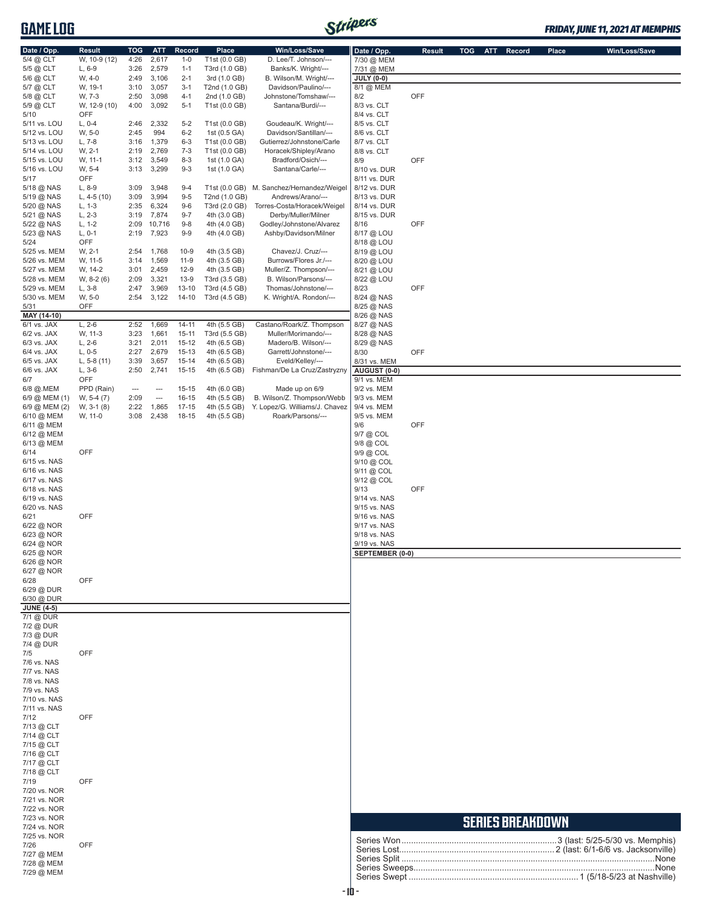# GAME LOG

*FRIDAY, JUNE 11, 2021 AT MEMPHIS*

| Date / Opp. | Result | TOG | ATT | Record | Place | Win/Loss/Save |
|---|---|---|---|---|---|---|
| 5/4 @ CLT | W, 10-9 (12) | 4:26 | 2,617 | 1-0 | T1st (0.0 GB) | D. Lee/T. Johnson/--- |
| 5/5 @ CLT | L, 6-9 | 3:26 | 2,579 | 1-1 | T3rd (1.0 GB) | Banks/K. Wright/--- |
| 5/6 @ CLT | W, 4-0 | 2:49 | 3,106 | 2-1 | 3rd (1.0 GB) | B. Wilson/M. Wright/--- |
| 5/7 @ CLT | W, 19-1 | 3:10 | 3,057 | 3-1 | T2nd (1.0 GB) | Davidson/Paulino/--- |
| 5/8 @ CLT | W, 7-3 | 2:50 | 3,098 | 4-1 | 2nd (1.0 GB) | Johnstone/Tomshaw/--- |
| 5/9 @ CLT | W, 12-9 (10) | 4:00 | 3,092 | 5-1 | T1st (0.0 GB) | Santana/Burdi/--- |
| 5/10 | OFF | | | | | |
| 5/11 vs. LOU | L, 0-4 | 2:46 | 2,332 | 5-2 | T1st (0.0 GB) | Goudeau/K. Wright/--- |
| 5/12 vs. LOU | W, 5-0 | 2:45 | 994 | 6-2 | 1st (0.5 GA) | Davidson/Santillan/--- |
| 5/13 vs. LOU | L, 7-8 | 3:16 | 1,379 | 6-3 | T1st (0.0 GB) | Gutierrez/Johnstone/Carle |
| 5/14 vs. LOU | W, 2-1 | 2:19 | 2,769 | 7-3 | T1st (0.0 GB) | Horacek/Shipley/Arano |
| 5/15 vs. LOU | W, 11-1 | 3:12 | 3,549 | 8-3 | 1st (1.0 GA) | Bradford/Osich/--- |
| 5/16 vs. LOU | W, 5-4 | 3:13 | 3,299 | 9-3 | 1st (1.0 GA) | Santana/Carle/--- |
| 5/17 | OFF | | | | | |
| 5/18 @ NAS | L, 8-9 | 3:09 | 3,948 | 9-4 | T1st (0.0 GB) | M. Sanchez/Hernandez/Weigel |
| 5/19 @ NAS | L, 4-5 (10) | 3:09 | 3,994 | 9-5 | T2nd (1.0 GB) | Andrews/Arano/--- |
| 5/20 @ NAS | L, 1-3 | 2:35 | 6,324 | 9-6 | T3rd (2.0 GB) | Torres-Costa/Horacek/Weigel |
| 5/21 @ NAS | L, 2-3 | 3:19 | 7,874 | 9-7 | 4th (3.0 GB) | Derby/Muller/Milner |
| 5/22 @ NAS | L, 1-2 | 2:09 | 10,716 | 9-8 | 4th (4.0 GB) | Godley/Johnstone/Alvarez |
| 5/23 @ NAS | L, 0-1 | 2:19 | 7,923 | 9-9 | 4th (4.0 GB) | Ashby/Davidson/Milner |
| 5/24 | OFF | | | | | |
| 5/25 vs. MEM | W, 2-1 | 2:54 | 1,768 | 10-9 | 4th (3.5 GB) | Chavez/J. Cruz/--- |
| 5/26 vs. MEM | W, 11-5 | 3:14 | 1,569 | 11-9 | 4th (3.5 GB) | Burrows/Flores Jr./--- |
| 5/27 vs. MEM | W, 14-2 | 3:01 | 2,459 | 12-9 | 4th (3.5 GB) | Muller/Z. Thompson/--- |
| 5/28 vs. MEM | W, 8-2 (6) | 2:09 | 3,321 | 13-9 | T3rd (3.5 GB) | B. Wilson/Parsons/--- |
| 5/29 vs. MEM | L, 3-8 | 2:47 | 3,969 | 13-10 | T3rd (4.5 GB) | Thomas/Johnstone/--- |
| 5/30 vs. MEM | W, 5-0 | 2:54 | 3,122 | 14-10 | T3rd (4.5 GB) | K. Wright/A. Rondon/--- |
| 5/31 | OFF | | | | | |
| **MAY (14-10)** | | | | | | |
| 6/1 vs. JAX | L, 2-6 | 2:52 | 1,669 | 14-11 | 4th (5.5 GB) | Castano/Roark/Z. Thompson |
| 6/2 vs. JAX | W, 11-3 | 3:23 | 1,661 | 15-11 | T3rd (5.5 GB) | Muller/Morimando/--- |
| 6/3 vs. JAX | L, 2-6 | 3:21 | 2,011 | 15-12 | 4th (6.5 GB) | Madero/B. Wilson/--- |
| 6/4 vs. JAX | L, 0-5 | 2:27 | 2,679 | 15-13 | 4th (6.5 GB) | Garrett/Johnstone/--- |
| 6/5 vs. JAX | L, 5-8 (11) | 3:39 | 3,657 | 15-14 | 4th (6.5 GB) | Eveld/Kelley/--- |
| 6/6 vs. JAX | L, 3-6 | 2:50 | 2,741 | 15-15 | 4th (6.5 GB) | Fishman/De La Cruz/Zastryzny |
| 6/7 | OFF | | | | | |
| 6/8 @ MEM | PPD (Rain) | --- | --- | 15-15 | 4th (6.0 GB) | Made up on 6/9 |
| 6/9 @ MEM (1) | W, 5-4 (7) | 2:09 | --- | 16-15 | 4th (5.5 GB) | B. Wilson/Z. Thompson/Webb |
| 6/9 @ MEM (2) | W, 3-1 (8) | 2:22 | 1,865 | 17-15 | 4th (5.5 GB) | Y. Lopez/G. Williams/J. Chavez |
| 6/10 @ MEM | W, 11-0 | 3:08 | 2,438 | 18-15 | 4th (5.5 GB) | Roark/Parsons/--- |
| 6/11 @ MEM | | | | | | |
| 6/12 @ MEM | | | | | | |
| 6/13 @ MEM | | | | | | |
| 6/14 | OFF | | | | | |
| 6/15 vs. NAS | | | | | | |
| 6/16 vs. NAS | | | | | | |
| 6/17 vs. NAS | | | | | | |
| 6/18 vs. NAS | | | | | | |
| 6/19 vs. NAS | | | | | | |
| 6/20 vs. NAS | | | | | | |
| 6/21 | OFF | | | | | |
| 6/22 @ NOR | | | | | | |
| 6/23 @ NOR | | | | | | |
| 6/24 @ NOR | | | | | | |
| 6/25 @ NOR | | | | | | |
| 6/26 @ NOR | | | | | | |
| 6/27 @ NOR | | | | | | |
| 6/28 | OFF | | | | | |
| 6/29 @ DUR | | | | | | |
| 6/30 @ DUR | | | | | | |
| **JUNE (4-5)** | | | | | | |
| 7/1 @ DUR | | | | | | |
| 7/2 @ DUR | | | | | | |
| 7/3 @ DUR | | | | | | |
| 7/4 @ DUR | | | | | | |
| 7/5 | OFF | | | | | |
| 7/6 vs. NAS | | | | | | |
| 7/7 vs. NAS | | | | | | |
| 7/8 vs. NAS | | | | | | |
| 7/9 vs. NAS | | | | | | |
| 7/10 vs. NAS | | | | | | |
| 7/11 vs. NAS | | | | | | |
| 7/12 | OFF | | | | | |
| 7/13 @ CLT | | | | | | |
| 7/14 @ CLT | | | | | | |
| 7/15 @ CLT | | | | | | |
| 7/16 @ CLT | | | | | | |
| 7/17 @ CLT | | | | | | |
| 7/18 @ CLT | | | | | | |
| 7/19 | OFF | | | | | |
| 7/20 vs. NOR | | | | | | |
| 7/21 vs. NOR | | | | | | |
| 7/22 vs. NOR | | | | | | |
| 7/23 vs. NOR | | | | | | |
| 7/24 vs. NOR | | | | | | |
| 7/25 vs. NOR | | | | | | |
| 7/26 | OFF | | | | | |
| 7/27 @ MEM | | | | | | |
| 7/28 @ MEM | | | | | | |
| 7/29 @ MEM | | | | | | |
| 7/30 @ MEM | | | | | | |
| 7/31 @ MEM | | | | | | |
| **JULY (0-0)** | | | | | | |
| 8/1 @ MEM | | | | | | |
| 8/2 | OFF | | | | | |
| 8/3 vs. CLT | | | | | | |
| 8/4 vs. CLT | | | | | | |
| 8/5 vs. CLT | | | | | | |
| 8/6 vs. CLT | | | | | | |
| 8/7 vs. CLT | | | | | | |
| 8/8 vs. CLT | | | | | | |
| 8/9 | OFF | | | | | |
| 8/10 vs. DUR | | | | | | |
| 8/11 vs. DUR | | | | | | |
| 8/12 vs. DUR | | | | | | |
| 8/13 vs. DUR | | | | | | |
| 8/14 vs. DUR | | | | | | |
| 8/15 vs. DUR | | | | | | |
| 8/16 | OFF | | | | | |
| 8/17 @ LOU | | | | | | |
| 8/18 @ LOU | | | | | | |
| 8/19 @ LOU | | | | | | |
| 8/20 @ LOU | | | | | | |
| 8/21 @ LOU | | | | | | |
| 8/22 @ LOU | | | | | | |
| 8/23 | OFF | | | | | |
| 8/24 @ NAS | | | | | | |
| 8/25 @ NAS | | | | | | |
| 8/26 @ NAS | | | | | | |
| 8/27 @ NAS | | | | | | |
| 8/28 @ NAS | | | | | | |
| 8/29 @ NAS | | | | | | |
| 8/30 | OFF | | | | | |
| 8/31 vs. MEM | | | | | | |
| **AUGUST (0-0)** | | | | | | |
| 9/1 vs. MEM | | | | | | |
| 9/2 vs. MEM | | | | | | |
| 9/3 vs. MEM | | | | | | |
| 9/4 vs. MEM | | | | | | |
| 9/5 vs. MEM | | | | | | |
| 9/6 | OFF | | | | | |
| 9/7 @ COL | | | | | | |
| 9/8 @ COL | | | | | | |
| 9/9 @ COL | | | | | | |
| 9/10 @ COL | | | | | | |
| 9/11 @ COL | | | | | | |
| 9/12 @ COL | | | | | | |
| 9/13 | OFF | | | | | |
| 9/14 vs. NAS | | | | | | |
| 9/15 vs. NAS | | | | | | |
| 9/16 vs. NAS | | | | | | |
| 9/17 vs. NAS | | | | | | |
| 9/18 vs. NAS | | | | | | |
| 9/19 vs. NAS | | | | | | |
| **SEPTEMBER (0-0)** | | | | | | |

## SERIES BREAKDOWN

Series Won: 3 (last: 5/25-5/30 vs. Memphis)
Series Lost: 2 (last: 6/1-6/6 vs. Jacksonville)
Series Split: None
Series Sweeps: None
Series Swept: 1 (5/18-5/23 at Nashville)